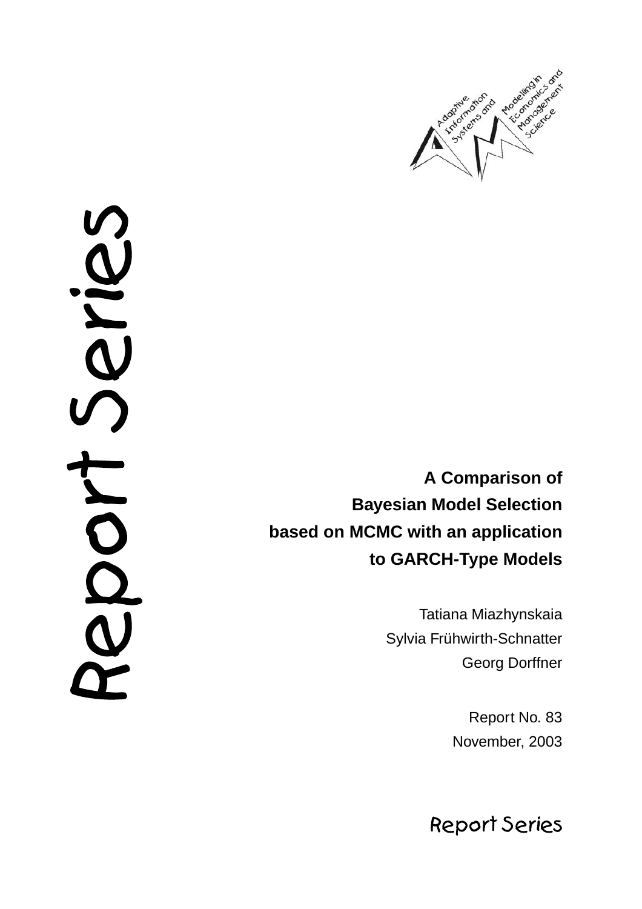Adaptive Information Systems and Modelling in Economics and Management Science

Report Series

# A Comparison of Bayesian Model Selection based on MCMC with an application to GARCH-Type Models

Tatiana Miazhynskaia

Sylvia Frühwirth-Schnatter

Georg Dorffner

Report No. 83

November, 2003

Report Series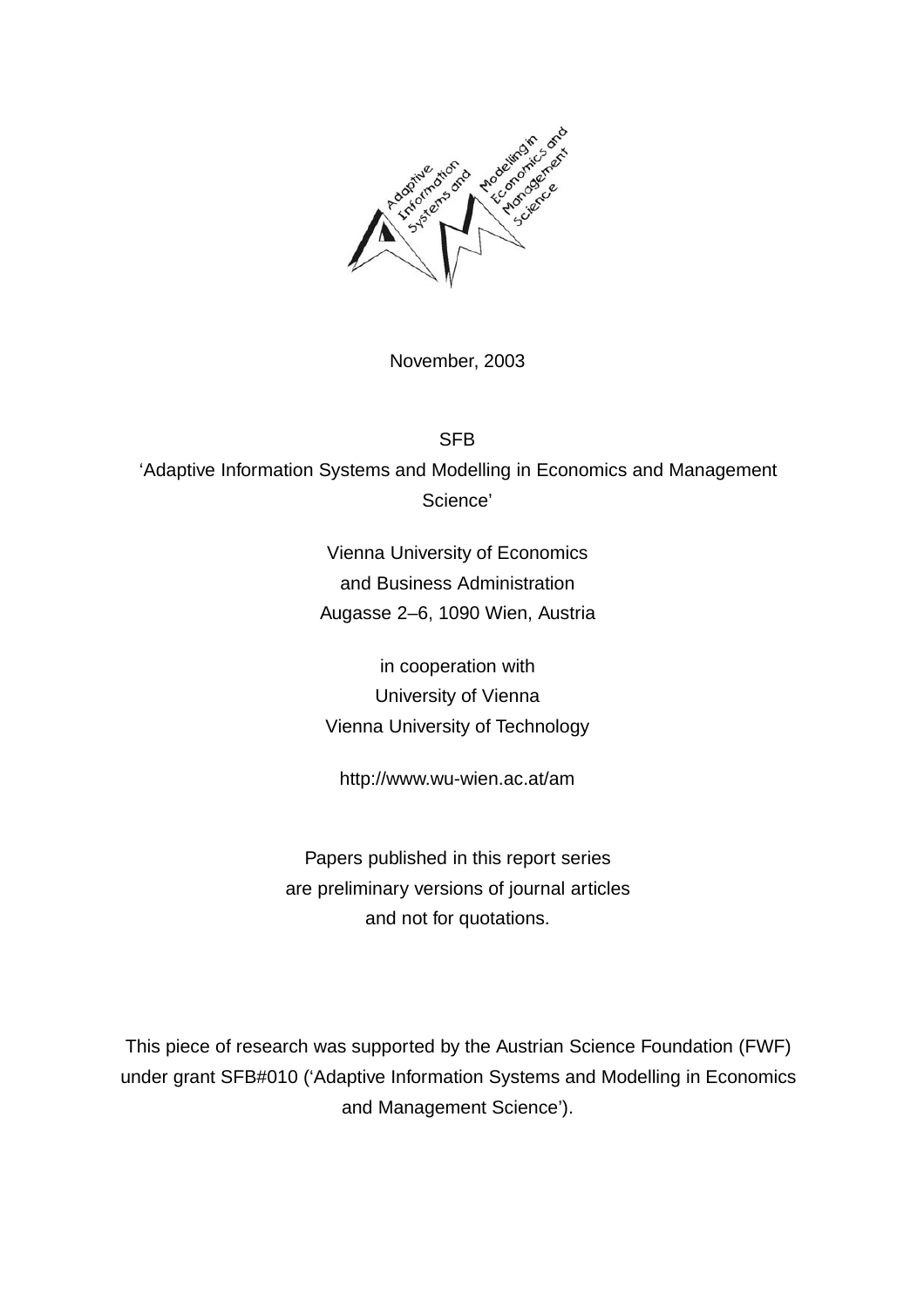November, 2003

SFB
'Adaptive Information Systems and Modelling in Economics and Management Science'

Vienna University of Economics
and Business Administration
Augasse 2–6, 1090 Wien, Austria

in cooperation with
University of Vienna
Vienna University of Technology

http://www.wu-wien.ac.at/am

Papers published in this report series
are preliminary versions of journal articles
and not for quotations.

This piece of research was supported by the Austrian Science Foundation (FWF) under grant SFB#010 ('Adaptive Information Systems and Modelling in Economics and Management Science').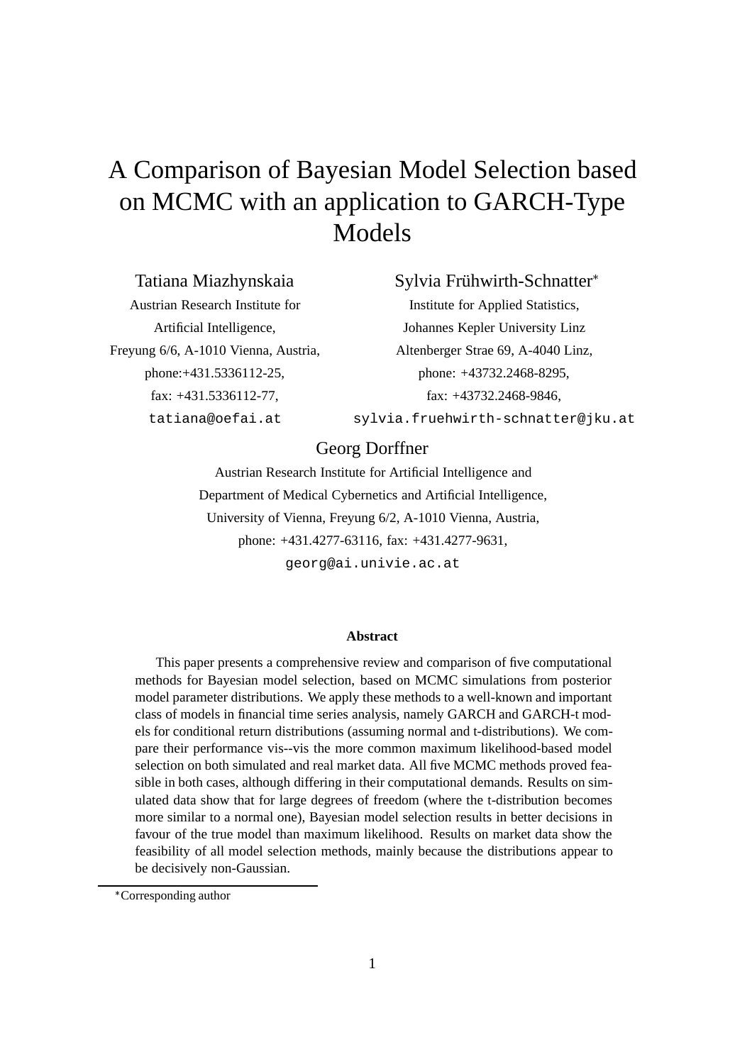# A Comparison of Bayesian Model Selection based on MCMC with an application to GARCH-Type Models

Tatiana Miazhynskaia
Austrian Research Institute for Artificial Intelligence,
Freyung 6/6, A-1010 Vienna, Austria,
phone:+431.5336112-25,
fax: +431.5336112-77,
`tatiana@oefai.at`

Sylvia Frühwirth-Schnatter*
Institute for Applied Statistics,
Johannes Kepler University Linz
Altenberger Strae 69, A-4040 Linz,
phone: +43732.2468-8295,
fax: +43732.2468-9846,
`sylvia.fruehwirth-schnatter@jku.at`

Georg Dorffner
Austrian Research Institute for Artificial Intelligence and
Department of Medical Cybernetics and Artificial Intelligence,
University of Vienna, Freyung 6/2, A-1010 Vienna, Austria,
phone: +431.4277-63116, fax: +431.4277-9631,
`georg@ai.univie.ac.at`

**Abstract**

This paper presents a comprehensive review and comparison of five computational methods for Bayesian model selection, based on MCMC simulations from posterior model parameter distributions. We apply these methods to a well-known and important class of models in financial time series analysis, namely GARCH and GARCH-t models for conditional return distributions (assuming normal and t-distributions). We compare their performance vis--vis the more common maximum likelihood-based model selection on both simulated and real market data. All five MCMC methods proved feasible in both cases, although differing in their computational demands. Results on simulated data show that for large degrees of freedom (where the t-distribution becomes more similar to a normal one), Bayesian model selection results in better decisions in favour of the true model than maximum likelihood. Results on market data show the feasibility of all model selection methods, mainly because the distributions appear to be decisively non-Gaussian.

*Corresponding author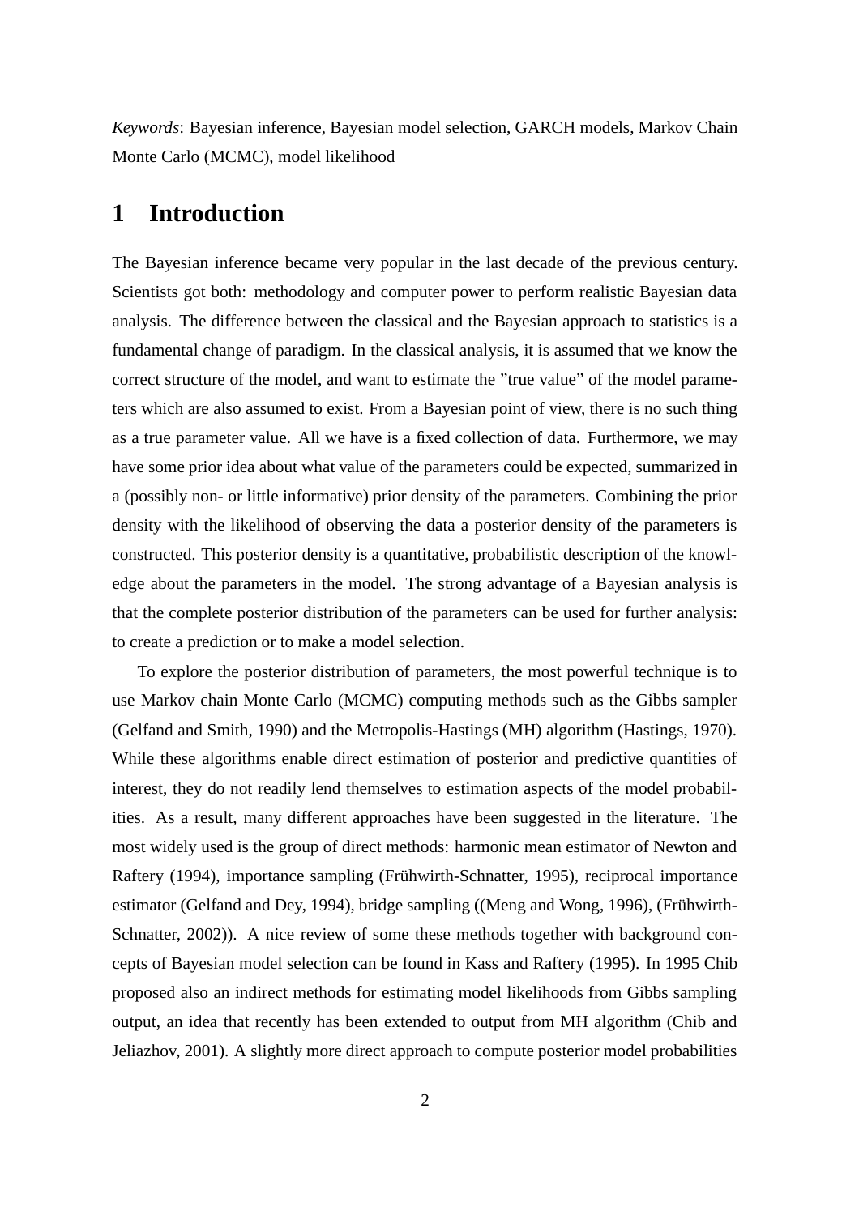*Keywords*: Bayesian inference, Bayesian model selection, GARCH models, Markov Chain Monte Carlo (MCMC), model likelihood

# 1 Introduction

The Bayesian inference became very popular in the last decade of the previous century. Scientists got both: methodology and computer power to perform realistic Bayesian data analysis. The difference between the classical and the Bayesian approach to statistics is a fundamental change of paradigm. In the classical analysis, it is assumed that we know the correct structure of the model, and want to estimate the "true value" of the model parameters which are also assumed to exist. From a Bayesian point of view, there is no such thing as a true parameter value. All we have is a fixed collection of data. Furthermore, we may have some prior idea about what value of the parameters could be expected, summarized in a (possibly non- or little informative) prior density of the parameters. Combining the prior density with the likelihood of observing the data a posterior density of the parameters is constructed. This posterior density is a quantitative, probabilistic description of the knowledge about the parameters in the model. The strong advantage of a Bayesian analysis is that the complete posterior distribution of the parameters can be used for further analysis: to create a prediction or to make a model selection.

To explore the posterior distribution of parameters, the most powerful technique is to use Markov chain Monte Carlo (MCMC) computing methods such as the Gibbs sampler (Gelfand and Smith, 1990) and the Metropolis-Hastings (MH) algorithm (Hastings, 1970). While these algorithms enable direct estimation of posterior and predictive quantities of interest, they do not readily lend themselves to estimation aspects of the model probabilities. As a result, many different approaches have been suggested in the literature. The most widely used is the group of direct methods: harmonic mean estimator of Newton and Raftery (1994), importance sampling (Frühwirth-Schnatter, 1995), reciprocal importance estimator (Gelfand and Dey, 1994), bridge sampling ((Meng and Wong, 1996), (Frühwirth-Schnatter, 2002)). A nice review of some these methods together with background concepts of Bayesian model selection can be found in Kass and Raftery (1995). In 1995 Chib proposed also an indirect methods for estimating model likelihoods from Gibbs sampling output, an idea that recently has been extended to output from MH algorithm (Chib and Jeliazhov, 2001). A slightly more direct approach to compute posterior model probabilities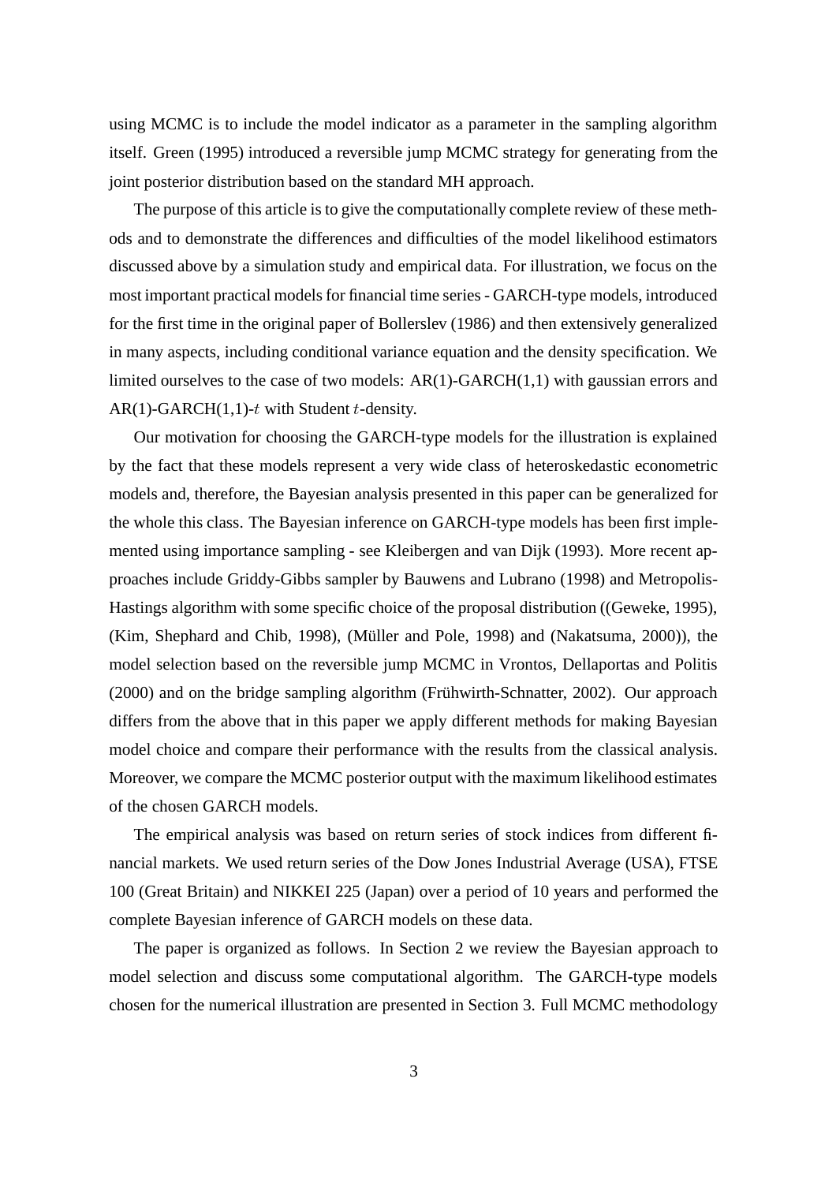using MCMC is to include the model indicator as a parameter in the sampling algorithm itself. Green (1995) introduced a reversible jump MCMC strategy for generating from the joint posterior distribution based on the standard MH approach.

The purpose of this article is to give the computationally complete review of these methods and to demonstrate the differences and difficulties of the model likelihood estimators discussed above by a simulation study and empirical data. For illustration, we focus on the most important practical models for financial time series - GARCH-type models, introduced for the first time in the original paper of Bollerslev (1986) and then extensively generalized in many aspects, including conditional variance equation and the density specification. We limited ourselves to the case of two models: AR(1)-GARCH(1,1) with gaussian errors and AR(1)-GARCH(1,1)-$t$ with Student $t$-density.

Our motivation for choosing the GARCH-type models for the illustration is explained by the fact that these models represent a very wide class of heteroskedastic econometric models and, therefore, the Bayesian analysis presented in this paper can be generalized for the whole this class. The Bayesian inference on GARCH-type models has been first implemented using importance sampling - see Kleibergen and van Dijk (1993). More recent approaches include Griddy-Gibbs sampler by Bauwens and Lubrano (1998) and Metropolis-Hastings algorithm with some specific choice of the proposal distribution ((Geweke, 1995), (Kim, Shephard and Chib, 1998), (Müller and Pole, 1998) and (Nakatsuma, 2000)), the model selection based on the reversible jump MCMC in Vrontos, Dellaportas and Politis (2000) and on the bridge sampling algorithm (Frühwirth-Schnatter, 2002). Our approach differs from the above that in this paper we apply different methods for making Bayesian model choice and compare their performance with the results from the classical analysis. Moreover, we compare the MCMC posterior output with the maximum likelihood estimates of the chosen GARCH models.

The empirical analysis was based on return series of stock indices from different financial markets. We used return series of the Dow Jones Industrial Average (USA), FTSE 100 (Great Britain) and NIKKEI 225 (Japan) over a period of 10 years and performed the complete Bayesian inference of GARCH models on these data.

The paper is organized as follows. In Section 2 we review the Bayesian approach to model selection and discuss some computational algorithm. The GARCH-type models chosen for the numerical illustration are presented in Section 3. Full MCMC methodology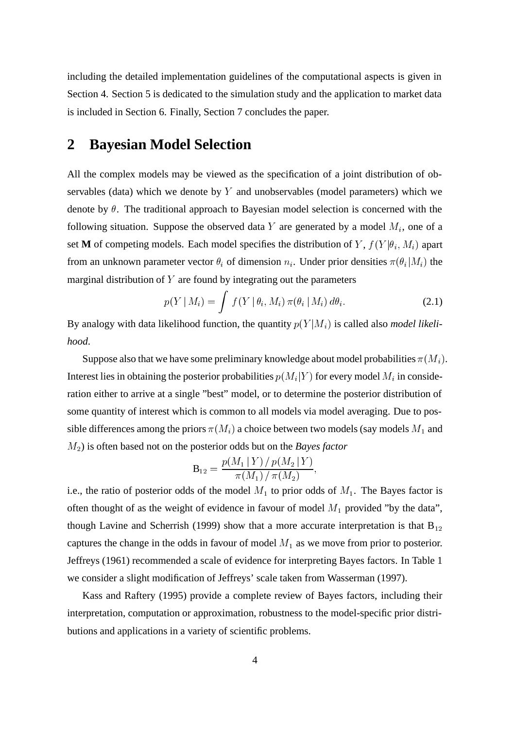including the detailed implementation guidelines of the computational aspects is given in Section 4. Section 5 is dedicated to the simulation study and the application to market data is included in Section 6. Finally, Section 7 concludes the paper.

## 2 Bayesian Model Selection

All the complex models may be viewed as the specification of a joint distribution of observables (data) which we denote by $Y$ and unobservables (model parameters) which we denote by $\theta$. The traditional approach to Bayesian model selection is concerned with the following situation. Suppose the observed data $Y$ are generated by a model $M_i$, one of a set **M** of competing models. Each model specifies the distribution of $Y$, $f(Y|\theta_i, M_i)$ apart from an unknown parameter vector $\theta_i$ of dimension $n_i$. Under prior densities $\pi(\theta_i|M_i)$ the marginal distribution of $Y$ are found by integrating out the parameters

$$p(Y \mid M_i) = \int f(Y \mid \theta_i, M_i)\, \pi(\theta_i \mid M_i)\, d\theta_i. \tag{2.1}$$

By analogy with data likelihood function, the quantity $p(Y|M_i)$ is called also *model likelihood*.

Suppose also that we have some preliminary knowledge about model probabilities $\pi(M_i)$. Interest lies in obtaining the posterior probabilities $p(M_i|Y)$ for every model $M_i$ in consideration either to arrive at a single "best" model, or to determine the posterior distribution of some quantity of interest which is common to all models via model averaging. Due to possible differences among the priors $\pi(M_i)$ a choice between two models (say models $M_1$ and $M_2$) is often based not on the posterior odds but on the *Bayes factor*

$$\mathrm{B}_{12} = \frac{p(M_1 \mid Y) \,/\, p(M_2 \mid Y)}{\pi(M_1) \,/\, \pi(M_2)},$$

i.e., the ratio of posterior odds of the model $M_1$ to prior odds of $M_1$. The Bayes factor is often thought of as the weight of evidence in favour of model $M_1$ provided "by the data", though Lavine and Scherrish (1999) show that a more accurate interpretation is that $\mathrm{B}_{12}$ captures the change in the odds in favour of model $M_1$ as we move from prior to posterior. Jeffreys (1961) recommended a scale of evidence for interpreting Bayes factors. In Table 1 we consider a slight modification of Jeffreys' scale taken from Wasserman (1997).

Kass and Raftery (1995) provide a complete review of Bayes factors, including their interpretation, computation or approximation, robustness to the model-specific prior distributions and applications in a variety of scientific problems.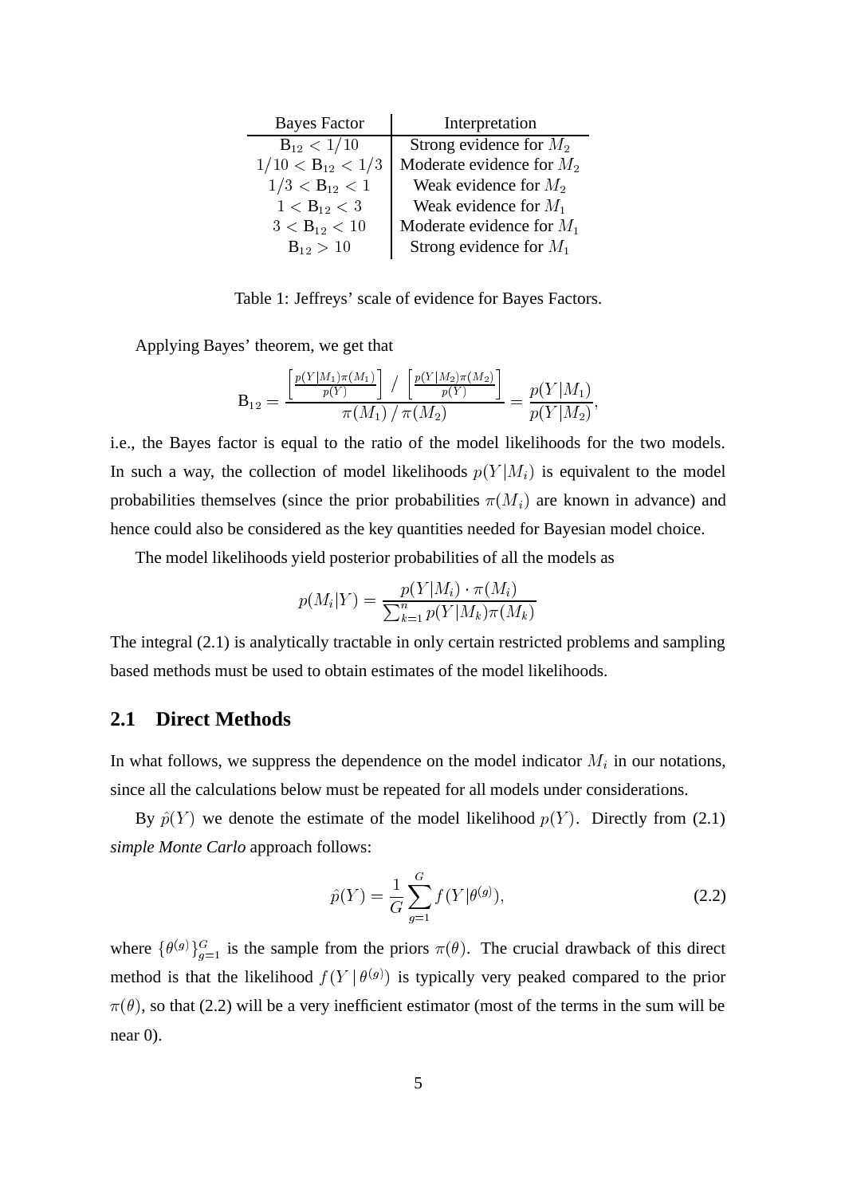| Bayes Factor | Interpretation |
|---|---|
| $\mathrm{B}_{12} < 1/10$ | Strong evidence for $M_2$ |
| $1/10 < \mathrm{B}_{12} < 1/3$ | Moderate evidence for $M_2$ |
| $1/3 < \mathrm{B}_{12} < 1$ | Weak evidence for $M_2$ |
| $1 < \mathrm{B}_{12} < 3$ | Weak evidence for $M_1$ |
| $3 < \mathrm{B}_{12} < 10$ | Moderate evidence for $M_1$ |
| $\mathrm{B}_{12} > 10$ | Strong evidence for $M_1$ |

Table 1: Jeffreys' scale of evidence for Bayes Factors.

Applying Bayes' theorem, we get that

$$\mathrm{B}_{12} = \frac{\left[\frac{p(Y|M_1)\pi(M_1)}{p(Y)}\right] \,/\, \left[\frac{p(Y|M_2)\pi(M_2)}{p(Y)}\right]}{\pi(M_1)\,/\,\pi(M_2)} = \frac{p(Y|M_1)}{p(Y|M_2)},$$

i.e., the Bayes factor is equal to the ratio of the model likelihoods for the two models. In such a way, the collection of model likelihoods $p(Y|M_i)$ is equivalent to the model probabilities themselves (since the prior probabilities $\pi(M_i)$ are known in advance) and hence could also be considered as the key quantities needed for Bayesian model choice.

The model likelihoods yield posterior probabilities of all the models as

$$p(M_i|Y) = \frac{p(Y|M_i) \cdot \pi(M_i)}{\sum_{k=1}^{n} p(Y|M_k)\pi(M_k)}$$

The integral (2.1) is analytically tractable in only certain restricted problems and sampling based methods must be used to obtain estimates of the model likelihoods.

## 2.1 Direct Methods

In what follows, we suppress the dependence on the model indicator $M_i$ in our notations, since all the calculations below must be repeated for all models under considerations.

By $\hat{p}(Y)$ we denote the estimate of the model likelihood $p(Y)$. Directly from (2.1) *simple Monte Carlo* approach follows:

$$\hat{p}(Y) = \frac{1}{G}\sum_{g=1}^{G} f(Y|\theta^{(g)}), \tag{2.2}$$

where $\{\theta^{(g)}\}_{g=1}^{G}$ is the sample from the priors $\pi(\theta)$. The crucial drawback of this direct method is that the likelihood $f(Y\,|\,\theta^{(g)})$ is typically very peaked compared to the prior $\pi(\theta)$, so that (2.2) will be a very inefficient estimator (most of the terms in the sum will be near 0).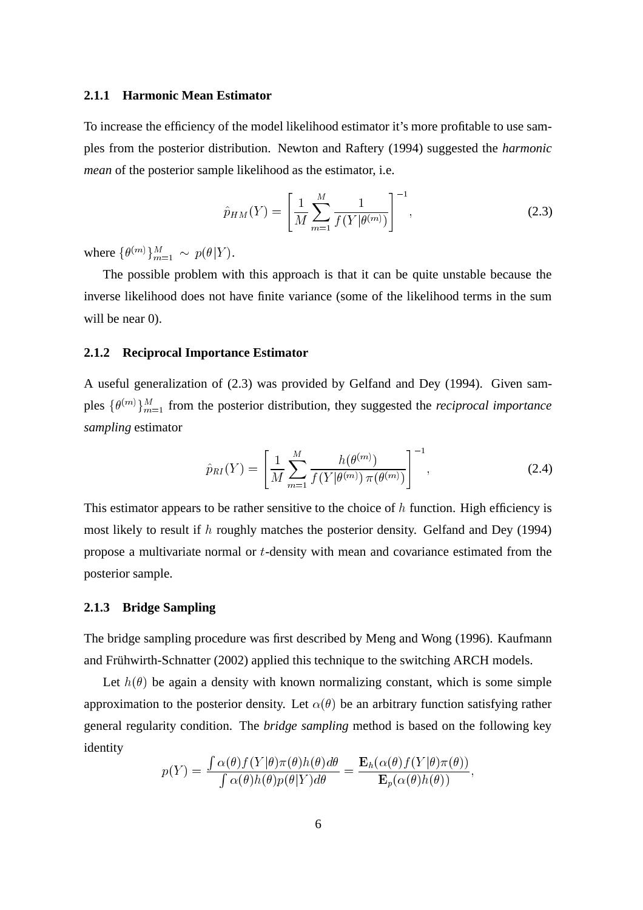### 2.1.1 Harmonic Mean Estimator

To increase the efficiency of the model likelihood estimator it's more profitable to use samples from the posterior distribution. Newton and Raftery (1994) suggested the *harmonic mean* of the posterior sample likelihood as the estimator, i.e.

$$\hat{p}_{HM}(Y) = \left[ \frac{1}{M} \sum_{m=1}^{M} \frac{1}{f(Y|\theta^{(m)})} \right]^{-1}, \tag{2.3}$$

where $\{\theta^{(m)}\}_{m=1}^{M} \sim p(\theta|Y)$.

The possible problem with this approach is that it can be quite unstable because the inverse likelihood does not have finite variance (some of the likelihood terms in the sum will be near 0).

### 2.1.2 Reciprocal Importance Estimator

A useful generalization of (2.3) was provided by Gelfand and Dey (1994). Given samples $\{\theta^{(m)}\}_{m=1}^{M}$ from the posterior distribution, they suggested the *reciprocal importance sampling* estimator

$$\hat{p}_{RI}(Y) = \left[ \frac{1}{M} \sum_{m=1}^{M} \frac{h(\theta^{(m)})}{f(Y|\theta^{(m)})\,\pi(\theta^{(m)})} \right]^{-1}, \tag{2.4}$$

This estimator appears to be rather sensitive to the choice of $h$ function. High efficiency is most likely to result if $h$ roughly matches the posterior density. Gelfand and Dey (1994) propose a multivariate normal or $t$-density with mean and covariance estimated from the posterior sample.

### 2.1.3 Bridge Sampling

The bridge sampling procedure was first described by Meng and Wong (1996). Kaufmann and Frühwirth-Schnatter (2002) applied this technique to the switching ARCH models.

Let $h(\theta)$ be again a density with known normalizing constant, which is some simple approximation to the posterior density. Let $\alpha(\theta)$ be an arbitrary function satisfying rather general regularity condition. The *bridge sampling* method is based on the following key identity

$$p(Y) = \frac{\int \alpha(\theta) f(Y|\theta)\pi(\theta)h(\theta)d\theta}{\int \alpha(\theta)h(\theta)p(\theta|Y)d\theta} = \frac{\mathbf{E}_h(\alpha(\theta)f(Y|\theta)\pi(\theta))}{\mathbf{E}_p(\alpha(\theta)h(\theta))},$$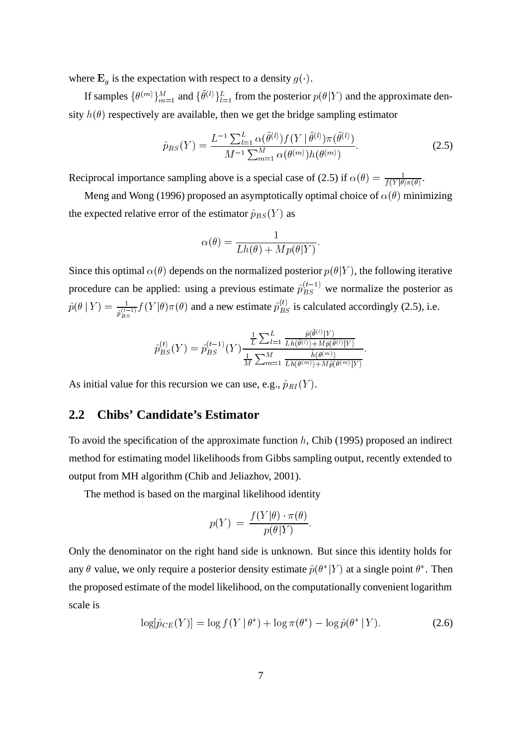where $\mathbf{E}_g$ is the expectation with respect to a density $g(\cdot)$.

If samples $\{\theta^{(m)}\}_{m=1}^M$ and $\{\tilde{\theta}^{(l)}\}_{l=1}^L$ from the posterior $p(\theta|Y)$ and the approximate density $h(\theta)$ respectively are available, then we get the bridge sampling estimator

$$\hat{p}_{BS}(Y) = \frac{L^{-1}\sum_{l=1}^{L}\alpha(\tilde{\theta}^{(l)})f(Y\,|\,\tilde{\theta}^{(l)})\pi(\tilde{\theta}^{(l)})}{M^{-1}\sum_{m=1}^{M}\alpha(\theta^{(m)})h(\theta^{(m)})}. \tag{2.5}$$

Reciprocal importance sampling above is a special case of (2.5) if $\alpha(\theta) = \frac{1}{f(Y|\theta)\pi(\theta)}$.

Meng and Wong (1996) proposed an asymptotically optimal choice of $\alpha(\theta)$ minimizing the expected relative error of the estimator $\hat{p}_{BS}(Y)$ as

$$\alpha(\theta) = \frac{1}{Lh(\theta) + Mp(\theta|Y)}.$$

Since this optimal $\alpha(\theta)$ depends on the normalized posterior $p(\theta|Y)$, the following iterative procedure can be applied: using a previous estimate $\hat{p}_{BS}^{(t-1)}$ we normalize the posterior as $\hat{p}(\theta\,|\,Y) = \frac{1}{\hat{p}_{BS}^{(t-1)}} f(Y|\theta)\pi(\theta)$ and a new estimate $\hat{p}_{BS}^{(t)}$ is calculated accordingly (2.5), i.e.

$$\hat{p}_{BS}^{(t)}(Y) = \hat{p}_{BS}^{(t-1)}(Y)\frac{\frac{1}{L}\sum_{l=1}^{L}\frac{\hat{p}(\tilde{\theta}^{(l)}|Y)}{Lh(\tilde{\theta}^{(l)})+M\hat{p}(\tilde{\theta}^{(l)}|Y)}}{\frac{1}{M}\sum_{m=1}^{M}\frac{\hat{h}(\theta^{(m)})}{Lh(\theta^{(m)})+M\hat{p}(\theta^{(m)}|Y)}}.$$

As initial value for this recursion we can use, e.g., $\hat{p}_{RI}(Y)$.

## 2.2 Chibs' Candidate's Estimator

To avoid the specification of the approximate function $h$, Chib (1995) proposed an indirect method for estimating model likelihoods from Gibbs sampling output, recently extended to output from MH algorithm (Chib and Jeliazhov, 2001).

The method is based on the marginal likelihood identity

$$p(Y) = \frac{f(Y|\theta)\cdot\pi(\theta)}{p(\theta|Y)}.$$

Only the denominator on the right hand side is unknown. But since this identity holds for any $\theta$ value, we only require a posterior density estimate $\hat{p}(\theta^*|Y)$ at a single point $\theta^*$. Then the proposed estimate of the model likelihood, on the computationally convenient logarithm scale is

$$\log[\hat{p}_{CE}(Y)] = \log f(Y\,|\,\theta^*) + \log\pi(\theta^*) - \log\hat{p}(\theta^*\,|\,Y). \tag{2.6}$$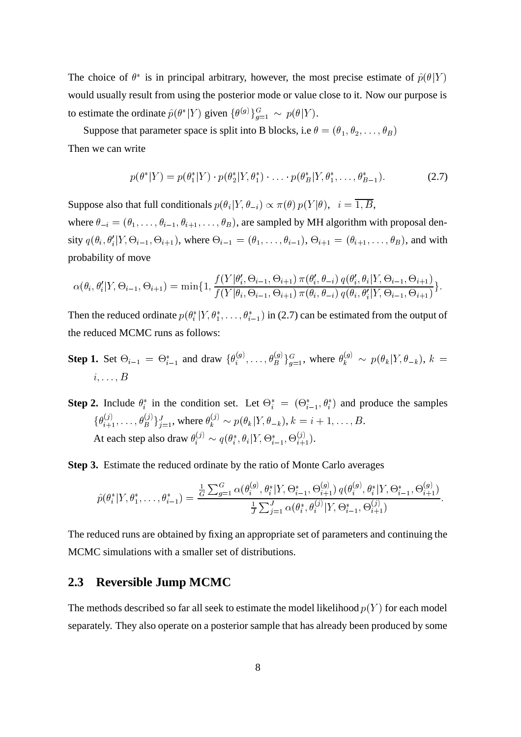The choice of $\theta^*$ is in principal arbitrary, however, the most precise estimate of $\hat{p}(\theta|Y)$ would usually result from using the posterior mode or value close to it. Now our purpose is to estimate the ordinate $\hat{p}(\theta^*|Y)$ given $\{\theta^{(g)}\}_{g=1}^{G} \sim p(\theta|Y)$.

Suppose that parameter space is split into B blocks, i.e $\theta = (\theta_1, \theta_2, \ldots, \theta_B)$

Then we can write

$$p(\theta^*|Y) = p(\theta_1^*|Y) \cdot p(\theta_2^*|Y, \theta_1^*) \cdot \ldots \cdot p(\theta_B^*|Y, \theta_1^*, \ldots, \theta_{B-1}^*). \tag{2.7}$$

Suppose also that full conditionals $p(\theta_i|Y, \theta_{-i}) \propto \pi(\theta)\, p(Y|\theta), \quad i = \overline{1, B}$,

where $\theta_{-i} = (\theta_1, \ldots, \theta_{i-1}, \theta_{i+1}, \ldots, \theta_B)$, are sampled by MH algorithm with proposal density $q(\theta_i, \theta_i'|Y, \Theta_{i-1}, \Theta_{i+1})$, where $\Theta_{i-1} = (\theta_1, \ldots, \theta_{i-1})$, $\Theta_{i+1} = (\theta_{i+1}, \ldots, \theta_B)$, and with probability of move

$$\alpha(\theta_i, \theta_i'|Y, \Theta_{i-1}, \Theta_{i+1}) = \min\{1, \frac{f(Y|\theta_i', \Theta_{i-1}, \Theta_{i+1})\, \pi(\theta_i', \theta_{-i})\, q(\theta_i', \theta_i|Y, \Theta_{i-1}, \Theta_{i+1})}{f(Y|\theta_i, \Theta_{i-1}, \Theta_{i+1})\, \pi(\theta_i, \theta_{-i})\, q(\theta_i, \theta_i'|Y, \Theta_{i-1}, \Theta_{i+1})}\}.$$

Then the reduced ordinate $p(\theta_i^*|Y, \theta_1^*, \ldots, \theta_{i-1}^*)$ in (2.7) can be estimated from the output of the reduced MCMC runs as follows:

**Step 1.** Set $\Theta_{i-1} = \Theta_{i-1}^*$ and draw $\{\theta_i^{(g)}, \ldots, \theta_B^{(g)}\}_{g=1}^{G}$, where $\theta_k^{(g)} \sim p(\theta_k|Y, \theta_{-k})$, $k = i, \ldots, B$

**Step 2.** Include $\theta_i^*$ in the condition set. Let $\Theta_i^* = (\Theta_{i-1}^*, \theta_i^*)$ and produce the samples $\{\theta_{i+1}^{(j)}, \ldots, \theta_B^{(j)}\}_{j=1}^{J}$, where $\theta_k^{(j)} \sim p(\theta_k|Y, \theta_{-k})$, $k = i+1, \ldots, B$.
At each step also draw $\theta_i^{(j)} \sim q(\theta_i^*, \theta_i|Y, \Theta_{i-1}^*, \Theta_{i+1}^{(j)})$.

**Step 3.** Estimate the reduced ordinate by the ratio of Monte Carlo averages

$$\hat{p}(\theta_i^*|Y, \theta_1^*, \ldots, \theta_{i-1}^*) = \frac{\frac{1}{G}\sum_{g=1}^{G} \alpha(\theta_i^{(g)}, \theta_i^*|Y, \Theta_{i-1}^*, \Theta_{i+1}^{(g)})\, q(\theta_i^{(g)}, \theta_i^*|Y, \Theta_{i-1}^*, \Theta_{i+1}^{(g)})}{\frac{1}{J}\sum_{j=1}^{J} \alpha(\theta_i^*, \theta_i^{(j)}|Y, \Theta_{i-1}^*, \Theta_{i+1}^{(j)})}.$$

The reduced runs are obtained by fixing an appropriate set of parameters and continuing the MCMC simulations with a smaller set of distributions.

## 2.3 Reversible Jump MCMC

The methods described so far all seek to estimate the model likelihood $p(Y)$ for each model separately. They also operate on a posterior sample that has already been produced by some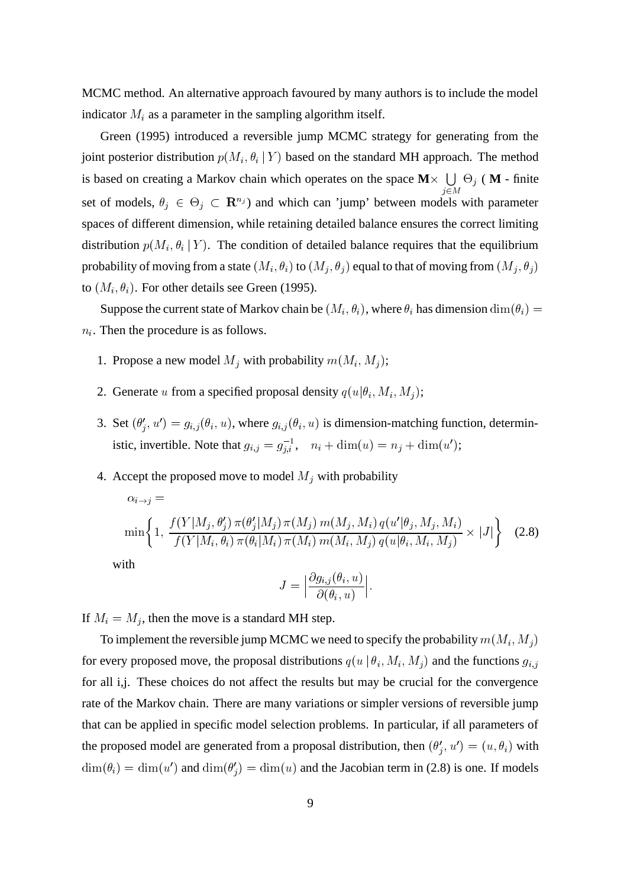MCMC method. An alternative approach favoured by many authors is to include the model indicator $M_i$ as a parameter in the sampling algorithm itself.

Green (1995) introduced a reversible jump MCMC strategy for generating from the joint posterior distribution $p(M_i, \theta_i \,|\, Y)$ based on the standard MH approach. The method is based on creating a Markov chain which operates on the space $\mathbf{M} \times \bigcup_{j \in M} \Theta_j$ ( $\mathbf{M}$ - finite set of models, $\theta_j \in \Theta_j \subset \mathbf{R}^{n_j}$) and which can 'jump' between models with parameter spaces of different dimension, while retaining detailed balance ensures the correct limiting distribution $p(M_i, \theta_i \,|\, Y)$. The condition of detailed balance requires that the equilibrium probability of moving from a state $(M_i, \theta_i)$ to $(M_j, \theta_j)$ equal to that of moving from $(M_j, \theta_j)$ to $(M_i, \theta_i)$. For other details see Green (1995).

Suppose the current state of Markov chain be $(M_i, \theta_i)$, where $\theta_i$ has dimension $\dim(\theta_i) = n_i$. Then the procedure is as follows.

1. Propose a new model $M_j$ with probability $m(M_i, M_j)$;
2. Generate $u$ from a specified proposal density $q(u|\theta_i, M_i, M_j)$;
3. Set $(\theta'_j, u') = g_{i,j}(\theta_i, u)$, where $g_{i,j}(\theta_i, u)$ is dimension-matching function, deterministic, invertible. Note that $g_{i,j} = g_{j,i}^{-1}, \quad n_i + \dim(u) = n_j + \dim(u')$;
4. Accept the proposed move to model $M_j$ with probability

   $$\alpha_{i \to j} =$$
   $$\min\left\{1,\ \frac{f(Y|M_j, \theta'_j)\, \pi(\theta'_j|M_j)\, \pi(M_j)\, m(M_j, M_i)\, q(u'|\theta_j, M_j, M_i)}{f(Y|M_i, \theta_i)\, \pi(\theta_i|M_i)\, \pi(M_i)\, m(M_i, M_j)\, q(u|\theta_i, M_i, M_j)} \times |J|\right\} \quad (2.8)$$

   with

   $$J = \Big|\frac{\partial g_{i,j}(\theta_i, u)}{\partial(\theta_i, u)}\Big|.$$

If $M_i = M_j$, then the move is a standard MH step.

To implement the reversible jump MCMC we need to specify the probability $m(M_i, M_j)$ for every proposed move, the proposal distributions $q(u \,|\, \theta_i, M_i, M_j)$ and the functions $g_{i,j}$ for all i,j. These choices do not affect the results but may be crucial for the convergence rate of the Markov chain. There are many variations or simpler versions of reversible jump that can be applied in specific model selection problems. In particular, if all parameters of the proposed model are generated from a proposal distribution, then $(\theta'_j, u') = (u, \theta_i)$ with $\dim(\theta_i) = \dim(u')$ and $\dim(\theta'_j) = \dim(u)$ and the Jacobian term in (2.8) is one. If models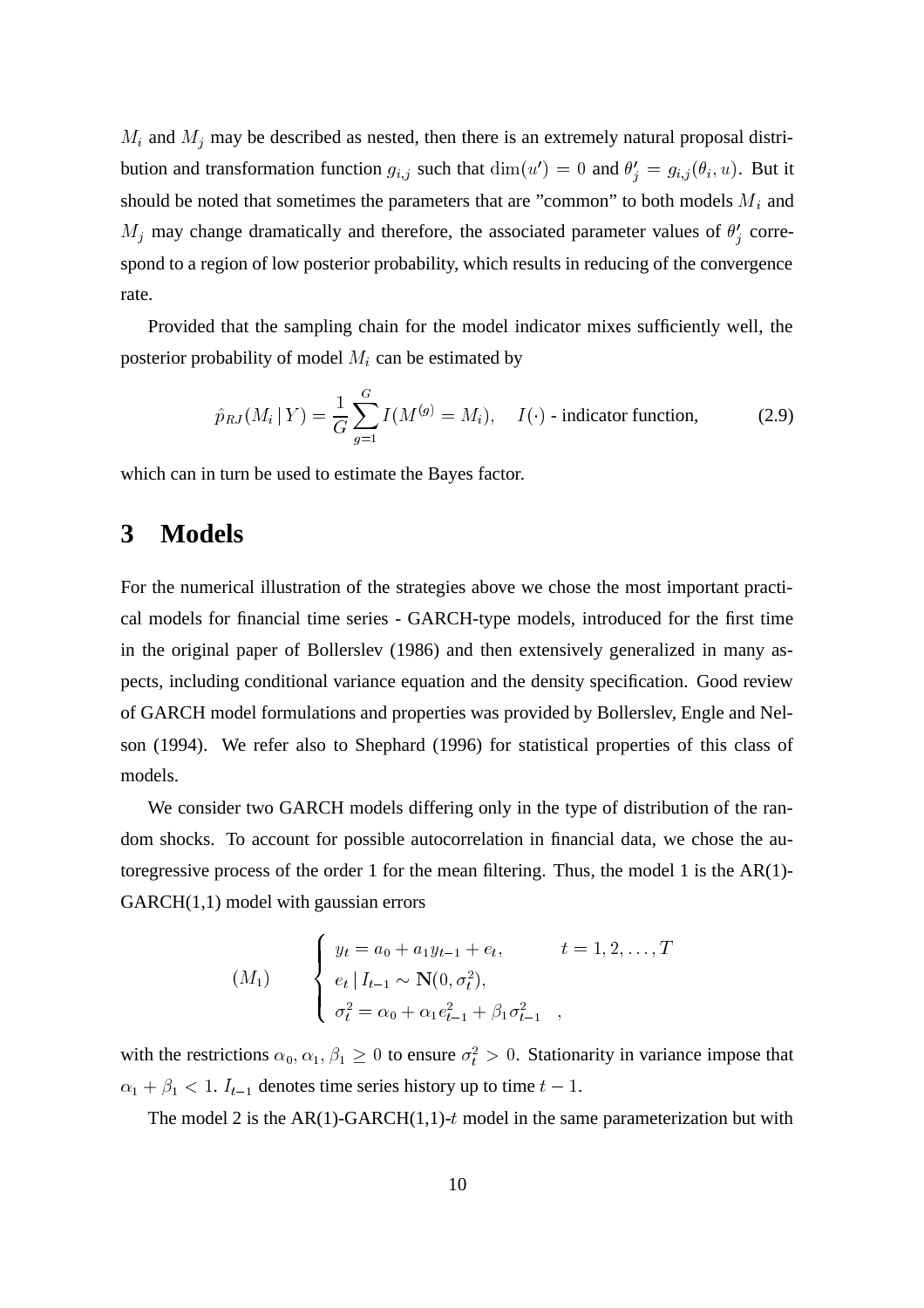$M_i$ and $M_j$ may be described as nested, then there is an extremely natural proposal distribution and transformation function $g_{i,j}$ such that $\dim(u') = 0$ and $\theta'_j = g_{i,j}(\theta_i, u)$. But it should be noted that sometimes the parameters that are "common" to both models $M_i$ and $M_j$ may change dramatically and therefore, the associated parameter values of $\theta'_j$ correspond to a region of low posterior probability, which results in reducing of the convergence rate.

Provided that the sampling chain for the model indicator mixes sufficiently well, the posterior probability of model $M_i$ can be estimated by

$$\hat{p}_{RJ}(M_i \,|\, Y) = \frac{1}{G} \sum_{g=1}^{G} I(M^{(g)} = M_i), \quad I(\cdot) \text{ - indicator function,} \tag{2.9}$$

which can in turn be used to estimate the Bayes factor.

# 3 Models

For the numerical illustration of the strategies above we chose the most important practical models for financial time series - GARCH-type models, introduced for the first time in the original paper of Bollerslev (1986) and then extensively generalized in many aspects, including conditional variance equation and the density specification. Good review of GARCH model formulations and properties was provided by Bollerslev, Engle and Nelson (1994). We refer also to Shephard (1996) for statistical properties of this class of models.

We consider two GARCH models differing only in the type of distribution of the random shocks. To account for possible autocorrelation in financial data, we chose the autoregressive process of the order 1 for the mean filtering. Thus, the model 1 is the AR(1)-GARCH(1,1) model with gaussian errors

$$(M_1) \qquad \begin{cases} y_t = a_0 + a_1 y_{t-1} + e_t, & t = 1, 2, \ldots, T \\ e_t \,|\, I_{t-1} \sim \mathbf{N}(0, \sigma_t^2), & \\ \sigma_t^2 = \alpha_0 + \alpha_1 e_{t-1}^2 + \beta_1 \sigma_{t-1}^2 & , \end{cases}$$

with the restrictions $\alpha_0, \alpha_1, \beta_1 \geq 0$ to ensure $\sigma_t^2 > 0$. Stationarity in variance impose that $\alpha_1 + \beta_1 < 1$. $I_{t-1}$ denotes time series history up to time $t-1$.

The model 2 is the AR(1)-GARCH(1,1)-$t$ model in the same parameterization but with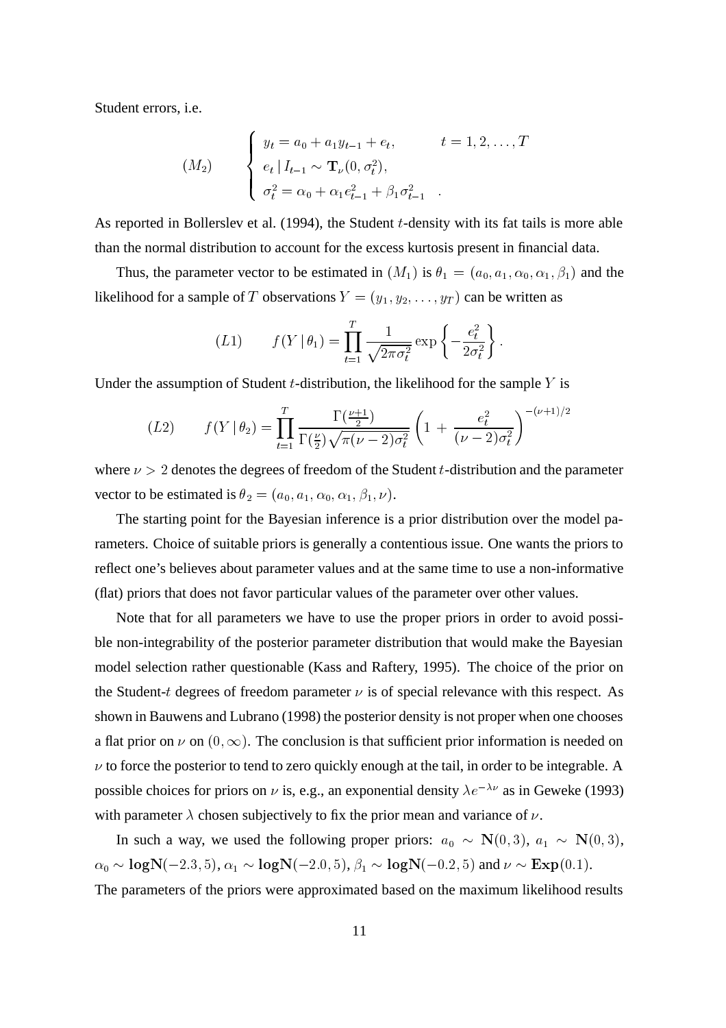Student errors, i.e.

$$
(M_2) \qquad \begin{cases} y_t = a_0 + a_1 y_{t-1} + e_t, & t = 1, 2, \ldots, T \\ e_t \,|\, I_{t-1} \sim \mathbf{T}_\nu(0, \sigma_t^2), & \\ \sigma_t^2 = \alpha_0 + \alpha_1 e_{t-1}^2 + \beta_1 \sigma_{t-1}^2 & . \end{cases}
$$

As reported in Bollerslev et al. (1994), the Student $t$-density with its fat tails is more able than the normal distribution to account for the excess kurtosis present in financial data.

Thus, the parameter vector to be estimated in $(M_1)$ is $\theta_1 = (a_0, a_1, \alpha_0, \alpha_1, \beta_1)$ and the likelihood for a sample of $T$ observations $Y = (y_1, y_2, \ldots, y_T)$ can be written as

$$
(L1) \qquad f(Y \,|\, \theta_1) = \prod_{t=1}^{T} \frac{1}{\sqrt{2\pi\sigma_t^2}} \exp\left\{ -\frac{e_t^2}{2\sigma_t^2} \right\}.
$$

Under the assumption of Student $t$-distribution, the likelihood for the sample $Y$ is

$$
(L2) \qquad f(Y \,|\, \theta_2) = \prod_{t=1}^{T} \frac{\Gamma(\frac{\nu+1}{2})}{\Gamma(\frac{\nu}{2})\sqrt{\pi(\nu-2)\sigma_t^2}} \left(1 + \frac{e_t^2}{(\nu-2)\sigma_t^2}\right)^{-(\nu+1)/2}
$$

where $\nu > 2$ denotes the degrees of freedom of the Student $t$-distribution and the parameter vector to be estimated is $\theta_2 = (a_0, a_1, \alpha_0, \alpha_1, \beta_1, \nu)$.

The starting point for the Bayesian inference is a prior distribution over the model parameters. Choice of suitable priors is generally a contentious issue. One wants the priors to reflect one's believes about parameter values and at the same time to use a non-informative (flat) priors that does not favor particular values of the parameter over other values.

Note that for all parameters we have to use the proper priors in order to avoid possible non-integrability of the posterior parameter distribution that would make the Bayesian model selection rather questionable (Kass and Raftery, 1995). The choice of the prior on the Student-$t$ degrees of freedom parameter $\nu$ is of special relevance with this respect. As shown in Bauwens and Lubrano (1998) the posterior density is not proper when one chooses a flat prior on $\nu$ on $(0, \infty)$. The conclusion is that sufficient prior information is needed on $\nu$ to force the posterior to tend to zero quickly enough at the tail, in order to be integrable. A possible choices for priors on $\nu$ is, e.g., an exponential density $\lambda e^{-\lambda\nu}$ as in Geweke (1993) with parameter $\lambda$ chosen subjectively to fix the prior mean and variance of $\nu$.

In such a way, we used the following proper priors: $a_0 \sim \mathbf{N}(0, 3)$, $a_1 \sim \mathbf{N}(0, 3)$, $\alpha_0 \sim \mathbf{logN}(-2.3, 5)$, $\alpha_1 \sim \mathbf{logN}(-2.0, 5)$, $\beta_1 \sim \mathbf{logN}(-0.2, 5)$ and $\nu \sim \mathbf{Exp}(0.1)$. The parameters of the priors were approximated based on the maximum likelihood results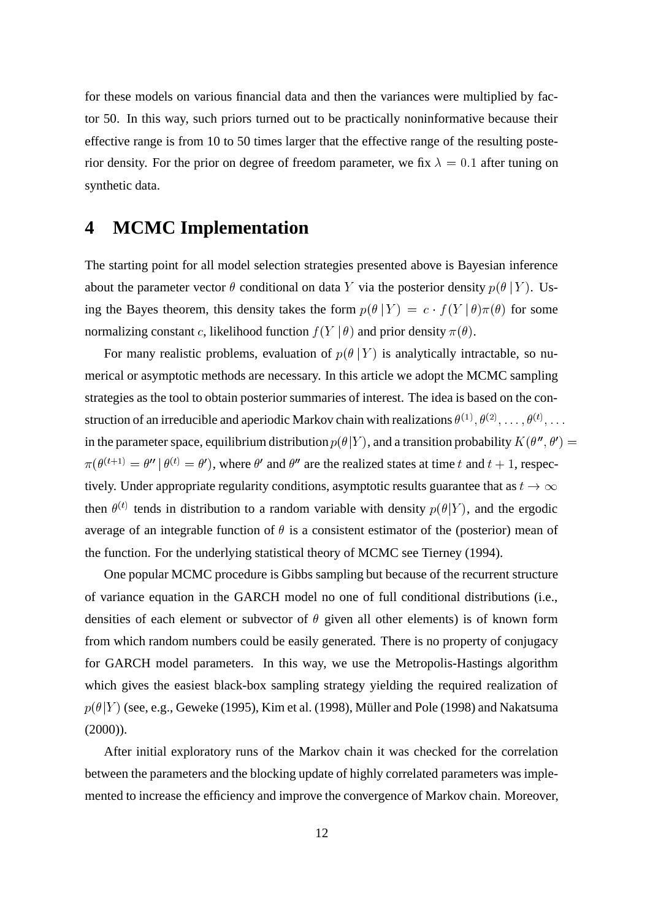for these models on various financial data and then the variances were multiplied by factor 50. In this way, such priors turned out to be practically noninformative because their effective range is from 10 to 50 times larger that the effective range of the resulting posterior density. For the prior on degree of freedom parameter, we fix $\lambda = 0.1$ after tuning on synthetic data.

# 4 MCMC Implementation

The starting point for all model selection strategies presented above is Bayesian inference about the parameter vector $\theta$ conditional on data $Y$ via the posterior density $p(\theta \,|\, Y)$. Using the Bayes theorem, this density takes the form $p(\theta \,|\, Y) = c \cdot f(Y \,|\, \theta)\pi(\theta)$ for some normalizing constant $c$, likelihood function $f(Y \,|\, \theta)$ and prior density $\pi(\theta)$.

For many realistic problems, evaluation of $p(\theta \,|\, Y)$ is analytically intractable, so numerical or asymptotic methods are necessary. In this article we adopt the MCMC sampling strategies as the tool to obtain posterior summaries of interest. The idea is based on the construction of an irreducible and aperiodic Markov chain with realizations $\theta^{(1)}, \theta^{(2)}, \ldots, \theta^{(t)}, \ldots$ in the parameter space, equilibrium distribution $p(\theta|Y)$, and a transition probability $K(\theta'', \theta') = \pi(\theta^{(t+1)} = \theta'' \,|\, \theta^{(t)} = \theta')$, where $\theta'$ and $\theta''$ are the realized states at time $t$ and $t+1$, respectively. Under appropriate regularity conditions, asymptotic results guarantee that as $t \to \infty$ then $\theta^{(t)}$ tends in distribution to a random variable with density $p(\theta|Y)$, and the ergodic average of an integrable function of $\theta$ is a consistent estimator of the (posterior) mean of the function. For the underlying statistical theory of MCMC see Tierney (1994).

One popular MCMC procedure is Gibbs sampling but because of the recurrent structure of variance equation in the GARCH model no one of full conditional distributions (i.e., densities of each element or subvector of $\theta$ given all other elements) is of known form from which random numbers could be easily generated. There is no property of conjugacy for GARCH model parameters. In this way, we use the Metropolis-Hastings algorithm which gives the easiest black-box sampling strategy yielding the required realization of $p(\theta|Y)$ (see, e.g., Geweke (1995), Kim et al. (1998), Müller and Pole (1998) and Nakatsuma (2000)).

After initial exploratory runs of the Markov chain it was checked for the correlation between the parameters and the blocking update of highly correlated parameters was implemented to increase the efficiency and improve the convergence of Markov chain. Moreover,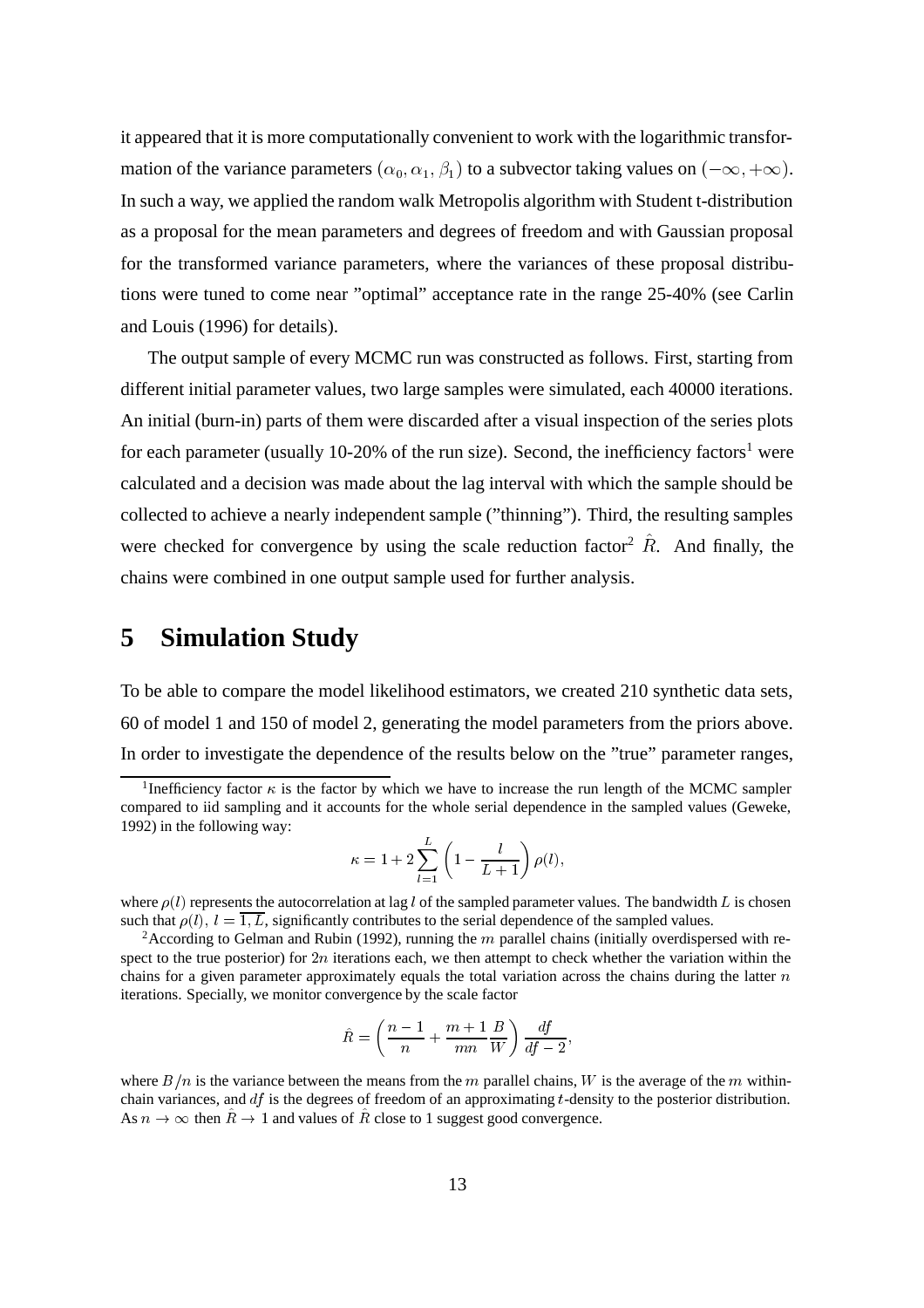it appeared that it is more computationally convenient to work with the logarithmic transformation of the variance parameters $(\alpha_0, \alpha_1, \beta_1)$ to a subvector taking values on $(-\infty, +\infty)$. In such a way, we applied the random walk Metropolis algorithm with Student t-distribution as a proposal for the mean parameters and degrees of freedom and with Gaussian proposal for the transformed variance parameters, where the variances of these proposal distributions were tuned to come near "optimal" acceptance rate in the range 25-40% (see Carlin and Louis (1996) for details).

The output sample of every MCMC run was constructed as follows. First, starting from different initial parameter values, two large samples were simulated, each 40000 iterations. An initial (burn-in) parts of them were discarded after a visual inspection of the series plots for each parameter (usually 10-20% of the run size). Second, the inefficiency factors[1] were calculated and a decision was made about the lag interval with which the sample should be collected to achieve a nearly independent sample ("thinning"). Third, the resulting samples were checked for convergence by using the scale reduction factor[2] $\hat{R}$. And finally, the chains were combined in one output sample used for further analysis.

# 5 Simulation Study

To be able to compare the model likelihood estimators, we created 210 synthetic data sets, 60 of model 1 and 150 of model 2, generating the model parameters from the priors above. In order to investigate the dependence of the results below on the "true" parameter ranges,

[1] Inefficiency factor $\kappa$ is the factor by which we have to increase the run length of the MCMC sampler compared to iid sampling and it accounts for the whole serial dependence in the sampled values (Geweke, 1992) in the following way:

$$\kappa = 1 + 2 \sum_{l=1}^{L} \left(1 - \frac{l}{L+1}\right) \rho(l),$$

where $\rho(l)$ represents the autocorrelation at lag $l$ of the sampled parameter values. The bandwidth $L$ is chosen such that $\rho(l),\ l = \overline{1, L}$, significantly contributes to the serial dependence of the sampled values.

[2] According to Gelman and Rubin (1992), running the $m$ parallel chains (initially overdispersed with respect to the true posterior) for $2n$ iterations each, we then attempt to check whether the variation within the chains for a given parameter approximately equals the total variation across the chains during the latter $n$ iterations. Specially, we monitor convergence by the scale factor

$$\hat{R} = \left(\frac{n-1}{n} + \frac{m+1}{mn}\frac{B}{W}\right)\frac{df}{df-2},$$

where $B/n$ is the variance between the means from the $m$ parallel chains, $W$ is the average of the $m$ within-chain variances, and $df$ is the degrees of freedom of an approximating $t$-density to the posterior distribution. As $n \to \infty$ then $\hat{R} \to 1$ and values of $\hat{R}$ close to 1 suggest good convergence.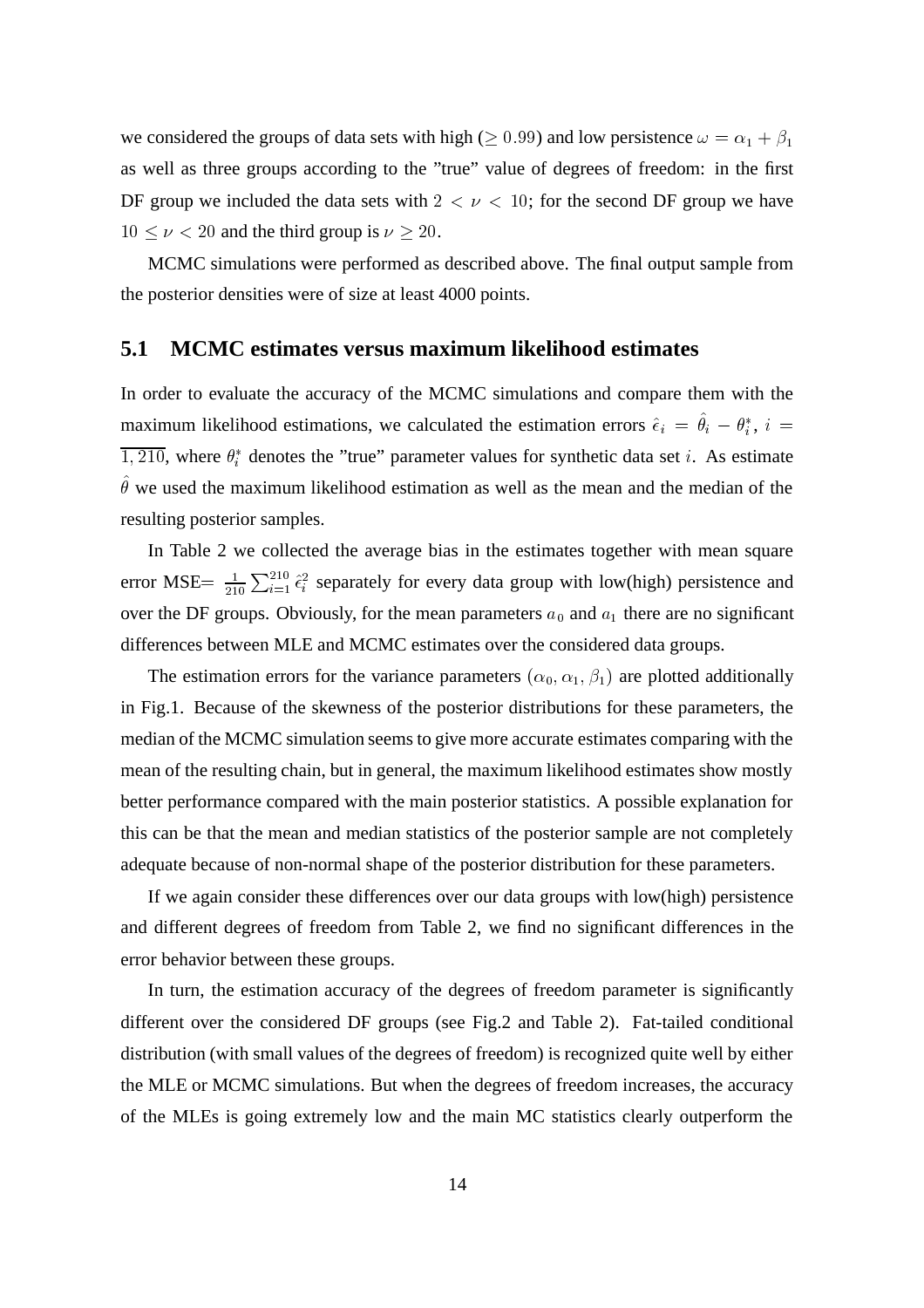we considered the groups of data sets with high ($\geq 0.99$) and low persistence $\omega = \alpha_1 + \beta_1$ as well as three groups according to the "true" value of degrees of freedom: in the first DF group we included the data sets with $2 < \nu < 10$; for the second DF group we have $10 \leq \nu < 20$ and the third group is $\nu \geq 20$.

MCMC simulations were performed as described above. The final output sample from the posterior densities were of size at least 4000 points.

## 5.1 MCMC estimates versus maximum likelihood estimates

In order to evaluate the accuracy of the MCMC simulations and compare them with the maximum likelihood estimations, we calculated the estimation errors $\hat{\epsilon}_i = \hat{\theta}_i - \theta_i^*$, $i = \overline{1, 210}$, where $\theta_i^*$ denotes the "true" parameter values for synthetic data set $i$. As estimate $\hat{\theta}$ we used the maximum likelihood estimation as well as the mean and the median of the resulting posterior samples.

In Table 2 we collected the average bias in the estimates together with mean square error MSE= $\frac{1}{210} \sum_{i=1}^{210} \hat{\epsilon}_i^2$ separately for every data group with low(high) persistence and over the DF groups. Obviously, for the mean parameters $a_0$ and $a_1$ there are no significant differences between MLE and MCMC estimates over the considered data groups.

The estimation errors for the variance parameters $(\alpha_0, \alpha_1, \beta_1)$ are plotted additionally in Fig.1. Because of the skewness of the posterior distributions for these parameters, the median of the MCMC simulation seems to give more accurate estimates comparing with the mean of the resulting chain, but in general, the maximum likelihood estimates show mostly better performance compared with the main posterior statistics. A possible explanation for this can be that the mean and median statistics of the posterior sample are not completely adequate because of non-normal shape of the posterior distribution for these parameters.

If we again consider these differences over our data groups with low(high) persistence and different degrees of freedom from Table 2, we find no significant differences in the error behavior between these groups.

In turn, the estimation accuracy of the degrees of freedom parameter is significantly different over the considered DF groups (see Fig.2 and Table 2). Fat-tailed conditional distribution (with small values of the degrees of freedom) is recognized quite well by either the MLE or MCMC simulations. But when the degrees of freedom increases, the accuracy of the MLEs is going extremely low and the main MC statistics clearly outperform the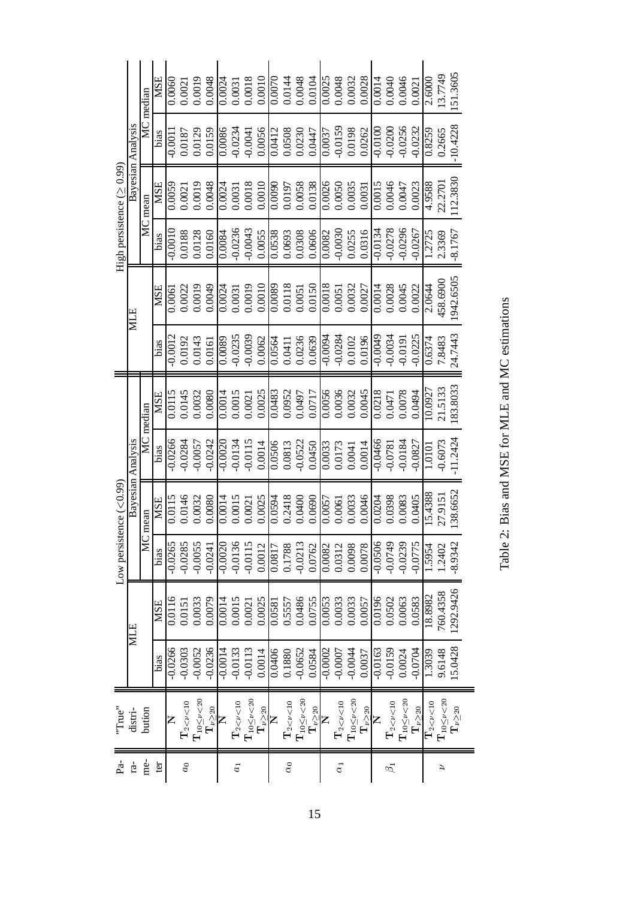| Parameter | "True" distribution | Low persistence (<0.99) | | | | | | High persistence (≥ 0.99) | | | | | |
|---|---|---|---|---|---|---|---|---|---|---|---|---|---|
| | | MLE | | Bayesian Analysis | | | | MLE | | Bayesian Analysis | | | |
| | | | | MC mean | | MC median | | | | MC mean | | MC median | |
| | | bias | MSE | bias | MSE | bias | MSE | bias | MSE | bias | MSE | bias | MSE |
| $a_0$ | $\mathbf{N}$ | -0.0266 | 0.0116 | -0.0265 | 0.0115 | -0.0266 | 0.0115 | -0.0012 | 0.0061 | -0.0010 | 0.0059 | -0.0011 | 0.0060 |
| | $\mathbf{T}_{2<\nu<10}$ | -0.0303 | 0.0151 | -0.0285 | 0.0146 | -0.0284 | 0.0145 | 0.0192 | 0.0022 | 0.0188 | 0.0021 | 0.0187 | 0.0021 |
| | $\mathbf{T}_{10\leq\nu<20}$ | -0.0052 | 0.0033 | -0.0055 | 0.0032 | -0.0057 | 0.0032 | 0.0143 | 0.0019 | 0.0128 | 0.0019 | 0.0129 | 0.0019 |
| | $\mathbf{T}_{\nu\geq 20}$ | -0.0236 | 0.0079 | -0.0241 | 0.0080 | -0.0242 | 0.0080 | 0.0161 | 0.0049 | 0.0160 | 0.0048 | 0.0159 | 0.0048 |
| $a_1$ | $\mathbf{N}$ | -0.0014 | 0.0014 | -0.0020 | 0.0014 | -0.0020 | 0.0014 | 0.0089 | 0.0024 | 0.0084 | 0.0024 | 0.0086 | 0.0024 |
| | $\mathbf{T}_{2<\nu<10}$ | -0.0133 | 0.0015 | -0.0136 | 0.0015 | -0.0134 | 0.0015 | -0.0235 | 0.0031 | -0.0236 | 0.0031 | -0.0234 | 0.0031 |
| | $\mathbf{T}_{10\leq\nu<20}$ | -0.0113 | 0.0021 | -0.0115 | 0.0021 | -0.0115 | 0.0021 | -0.0039 | 0.0019 | -0.0043 | 0.0018 | -0.0041 | 0.0018 |
| | $\mathbf{T}_{\nu\geq 20}$ | 0.0014 | 0.0025 | 0.0012 | 0.0025 | 0.0014 | 0.0025 | 0.0062 | 0.0010 | 0.0055 | 0.0010 | 0.0056 | 0.0010 |
| $\alpha_0$ | $\mathbf{N}$ | 0.0406 | 0.0581 | 0.0817 | 0.0594 | 0.0506 | 0.0483 | 0.0564 | 0.0089 | 0.0538 | 0.0090 | 0.0412 | 0.0070 |
| | $\mathbf{T}_{2<\nu<10}$ | 0.1880 | 0.5557 | 0.1788 | 0.2418 | 0.0813 | 0.0952 | 0.0411 | 0.0118 | 0.0693 | 0.0197 | 0.0508 | 0.0144 |
| | $\mathbf{T}_{10\leq\nu<20}$ | -0.0652 | 0.0486 | -0.0213 | 0.0400 | -0.0522 | 0.0497 | 0.0236 | 0.0051 | 0.0308 | 0.0058 | 0.0230 | 0.0048 |
| | $\mathbf{T}_{\nu\geq 20}$ | 0.0584 | 0.0755 | 0.0762 | 0.0690 | 0.0450 | 0.0717 | 0.0639 | 0.0150 | 0.0606 | 0.0138 | 0.0447 | 0.0104 |
| $\alpha_1$ | $\mathbf{N}$ | -0.0002 | 0.0053 | 0.0082 | 0.0057 | 0.0033 | 0.0056 | -0.0094 | 0.0018 | 0.0082 | 0.0026 | 0.0037 | 0.0025 |
| | $\mathbf{T}_{2<\nu<10}$ | -0.0007 | 0.0033 | 0.0312 | 0.0061 | 0.0173 | 0.0036 | -0.0284 | 0.0051 | -0.0030 | 0.0050 | -0.0159 | 0.0048 |
| | $\mathbf{T}_{10\leq\nu<20}$ | -0.0044 | 0.0033 | 0.0098 | 0.0033 | 0.0041 | 0.0032 | 0.0102 | 0.0032 | 0.0255 | 0.0035 | 0.0198 | 0.0032 |
| | $\mathbf{T}_{\nu\geq 20}$ | 0.0037 | 0.0057 | 0.0078 | 0.0046 | 0.0014 | 0.0045 | 0.0196 | 0.0027 | 0.0316 | 0.0031 | 0.0262 | 0.0028 |
| $\beta_1$ | $\mathbf{N}$ | -0.0163 | 0.0196 | -0.0506 | 0.0204 | -0.0466 | 0.0218 | -0.0049 | 0.0014 | -0.0134 | 0.0015 | -0.0100 | 0.0014 |
| | $\mathbf{T}_{2<\nu<10}$ | -0.0159 | 0.0502 | -0.0749 | 0.0398 | -0.0781 | 0.0471 | -0.0034 | 0.0028 | -0.0278 | 0.0046 | -0.0200 | 0.0040 |
| | $\mathbf{T}_{10\leq\nu<20}$ | 0.0024 | 0.0063 | -0.0239 | 0.0083 | -0.0184 | 0.0078 | -0.0191 | 0.0045 | -0.0296 | 0.0047 | -0.0256 | 0.0046 |
| | $\mathbf{T}_{\nu\geq 20}$ | -0.0704 | 0.0583 | -0.0775 | 0.0405 | -0.0827 | 0.0494 | -0.0225 | 0.0022 | -0.0267 | 0.0023 | -0.0232 | 0.0021 |
| $\nu$ | $\mathbf{T}_{2<\nu<10}$ | 1.3039 | 18.8982 | 1.5954 | 15.4388 | 1.0101 | 10.0927 | 0.6374 | 2.0644 | 1.2725 | 4.9588 | 0.8259 | 2.6000 |
| | $\mathbf{T}_{10\leq\nu<20}$ | 9.6148 | 760.4358 | 1.2402 | 27.9151 | -0.6073 | 21.5133 | 7.8483 | 458.6900 | 2.3369 | 22.2701 | 0.2665 | 13.7749 |
| | $\mathbf{T}_{\nu\geq 20}$ | 15.0428 | 1292.9426 | -8.9342 | 138.6652 | -11.2424 | 183.8033 | 24.7443 | 1942.6505 | -8.1767 | 112.3830 | -10.4228 | 151.3605 |

Table 2: Bias and MSE for MLE and MC estimations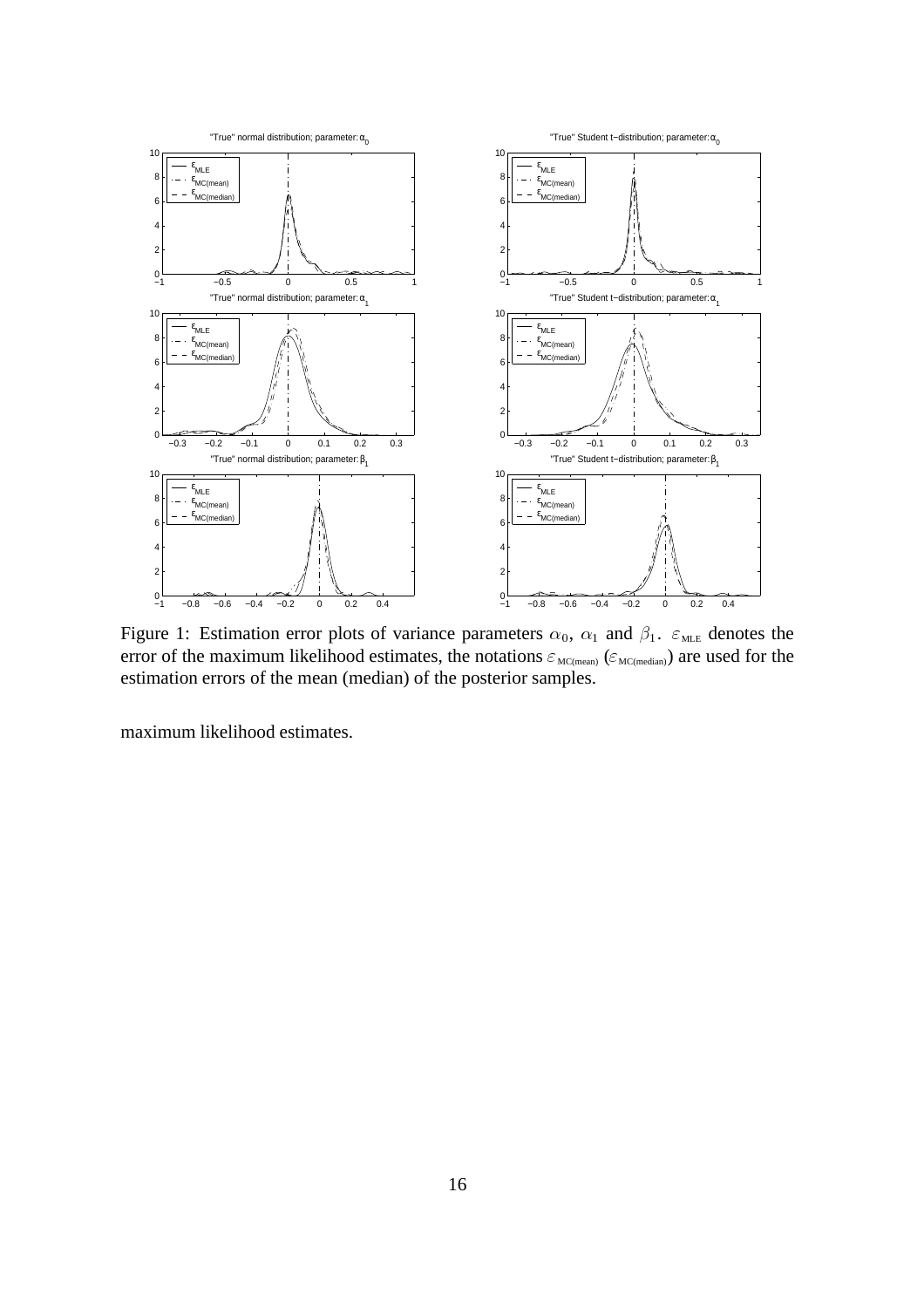Figure 1: Estimation error plots of variance parameters $\alpha_0$, $\alpha_1$ and $\beta_1$. $\varepsilon_{\text{MLE}}$ denotes the error of the maximum likelihood estimates, the notations $\varepsilon_{\text{MC(mean)}}$ ($\varepsilon_{\text{MC(median)}}$) are used for the estimation errors of the mean (median) of the posterior samples.

maximum likelihood estimates.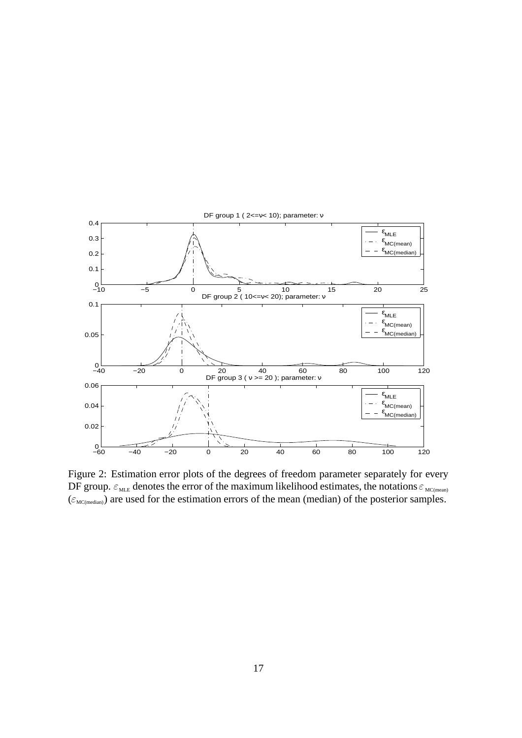Figure 2: Estimation error plots of the degrees of freedom parameter separately for every DF group. $\varepsilon_{\text{MLE}}$ denotes the error of the maximum likelihood estimates, the notations $\varepsilon_{\text{MC(mean)}}$ ($\varepsilon_{\text{MC(median)}}$) are used for the estimation errors of the mean (median) of the posterior samples.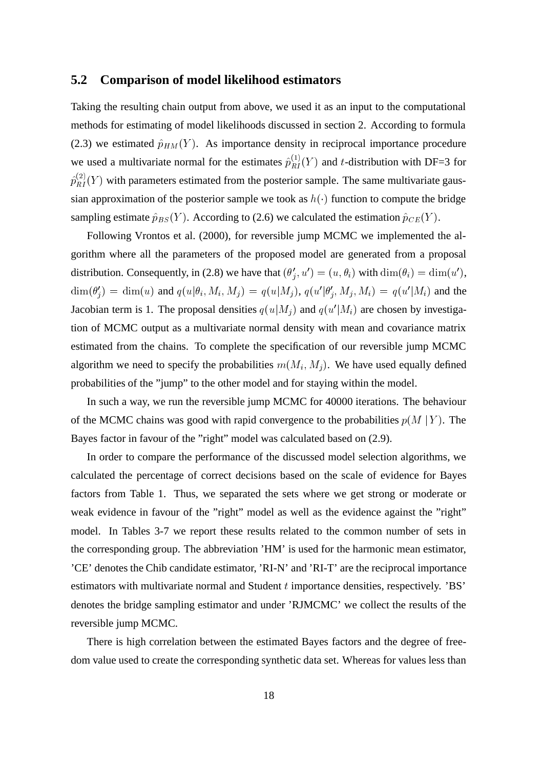## 5.2 Comparison of model likelihood estimators

Taking the resulting chain output from above, we used it as an input to the computational methods for estimating of model likelihoods discussed in section 2. According to formula (2.3) we estimated $\hat{p}_{HM}(Y)$. As importance density in reciprocal importance procedure we used a multivariate normal for the estimates $\hat{p}^{(1)}_{RI}(Y)$ and $t$-distribution with DF=3 for $\hat{p}^{(2)}_{RI}(Y)$ with parameters estimated from the posterior sample. The same multivariate gaussian approximation of the posterior sample we took as $h(\cdot)$ function to compute the bridge sampling estimate $\hat{p}_{BS}(Y)$. According to (2.6) we calculated the estimation $\hat{p}_{CE}(Y)$.

Following Vrontos et al. (2000), for reversible jump MCMC we implemented the algorithm where all the parameters of the proposed model are generated from a proposal distribution. Consequently, in (2.8) we have that $(\theta'_j, u') = (u, \theta_i)$ with $\dim(\theta_i) = \dim(u')$, $\dim(\theta'_j) = \dim(u)$ and $q(u|\theta_i, M_i, M_j) = q(u|M_j)$, $q(u'|\theta'_j, M_j, M_i) = q(u'|M_i)$ and the Jacobian term is 1. The proposal densities $q(u|M_j)$ and $q(u'|M_i)$ are chosen by investigation of MCMC output as a multivariate normal density with mean and covariance matrix estimated from the chains. To complete the specification of our reversible jump MCMC algorithm we need to specify the probabilities $m(M_i, M_j)$. We have used equally defined probabilities of the "jump" to the other model and for staying within the model.

In such a way, we run the reversible jump MCMC for 40000 iterations. The behaviour of the MCMC chains was good with rapid convergence to the probabilities $p(M\,|Y)$. The Bayes factor in favour of the "right" model was calculated based on (2.9).

In order to compare the performance of the discussed model selection algorithms, we calculated the percentage of correct decisions based on the scale of evidence for Bayes factors from Table 1. Thus, we separated the sets where we get strong or moderate or weak evidence in favour of the "right" model as well as the evidence against the "right" model. In Tables 3-7 we report these results related to the common number of sets in the corresponding group. The abbreviation 'HM' is used for the harmonic mean estimator, 'CE' denotes the Chib candidate estimator, 'RI-N' and 'RI-T' are the reciprocal importance estimators with multivariate normal and Student $t$ importance densities, respectively. 'BS' denotes the bridge sampling estimator and under 'RJMCMC' we collect the results of the reversible jump MCMC.

There is high correlation between the estimated Bayes factors and the degree of freedom value used to create the corresponding synthetic data set. Whereas for values less than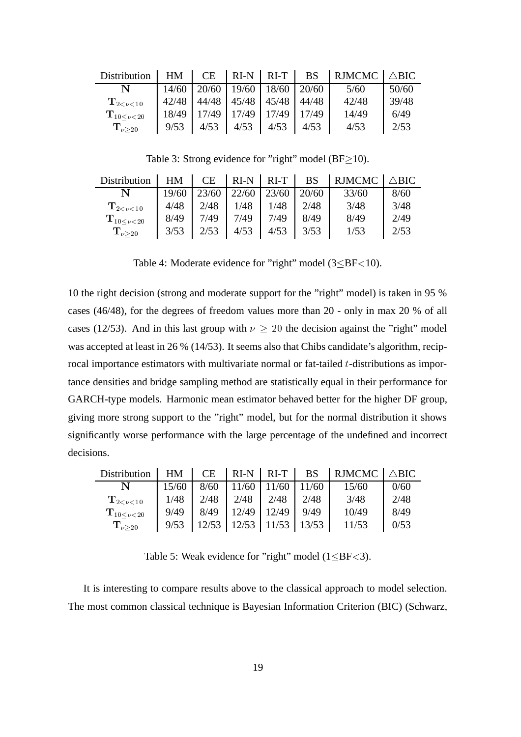| Distribution | HM | CE | RI-N | RI-T | BS | RJMCMC | $\triangle$BIC |
|---|---|---|---|---|---|---|---|
| $\mathbf{N}$ | 14/60 | 20/60 | 19/60 | 18/60 | 20/60 | 5/60 | 50/60 |
| $\mathbf{T}_{2<\nu<10}$ | 42/48 | 44/48 | 45/48 | 45/48 | 44/48 | 42/48 | 39/48 |
| $\mathbf{T}_{10\leq\nu<20}$ | 18/49 | 17/49 | 17/49 | 17/49 | 17/49 | 14/49 | 6/49 |
| $\mathbf{T}_{\nu\geq 20}$ | 9/53 | 4/53 | 4/53 | 4/53 | 4/53 | 4/53 | 2/53 |

Table 3: Strong evidence for "right" model (BF≥10).

| Distribution | HM | CE | RI-N | RI-T | BS | RJMCMC | $\triangle$BIC |
|---|---|---|---|---|---|---|---|
| $\mathbf{N}$ | 19/60 | 23/60 | 22/60 | 23/60 | 20/60 | 33/60 | 8/60 |
| $\mathbf{T}_{2<\nu<10}$ | 4/48 | 2/48 | 1/48 | 1/48 | 2/48 | 3/48 | 3/48 |
| $\mathbf{T}_{10\leq\nu<20}$ | 8/49 | 7/49 | 7/49 | 7/49 | 8/49 | 8/49 | 2/49 |
| $\mathbf{T}_{\nu\geq 20}$ | 3/53 | 2/53 | 4/53 | 4/53 | 3/53 | 1/53 | 2/53 |

Table 4: Moderate evidence for "right" model (3≤BF<10).

10 the right decision (strong and moderate support for the "right" model) is taken in 95 % cases (46/48), for the degrees of freedom values more than 20 - only in max 20 % of all cases (12/53). And in this last group with $\nu \geq 20$ the decision against the "right" model was accepted at least in 26 % (14/53). It seems also that Chibs candidate's algorithm, reciprocal importance estimators with multivariate normal or fat-tailed $t$-distributions as importance densities and bridge sampling method are statistically equal in their performance for GARCH-type models. Harmonic mean estimator behaved better for the higher DF group, giving more strong support to the "right" model, but for the normal distribution it shows significantly worse performance with the large percentage of the undefined and incorrect decisions.

| Distribution | HM | CE | RI-N | RI-T | BS | RJMCMC | $\triangle$BIC |
|---|---|---|---|---|---|---|---|
| $\mathbf{N}$ | 15/60 | 8/60 | 11/60 | 11/60 | 11/60 | 15/60 | 0/60 |
| $\mathbf{T}_{2<\nu<10}$ | 1/48 | 2/48 | 2/48 | 2/48 | 2/48 | 3/48 | 2/48 |
| $\mathbf{T}_{10\leq\nu<20}$ | 9/49 | 8/49 | 12/49 | 12/49 | 9/49 | 10/49 | 8/49 |
| $\mathbf{T}_{\nu\geq 20}$ | 9/53 | 12/53 | 12/53 | 11/53 | 13/53 | 11/53 | 0/53 |

Table 5: Weak evidence for "right" model (1≤BF<3).

It is interesting to compare results above to the classical approach to model selection. The most common classical technique is Bayesian Information Criterion (BIC) (Schwarz,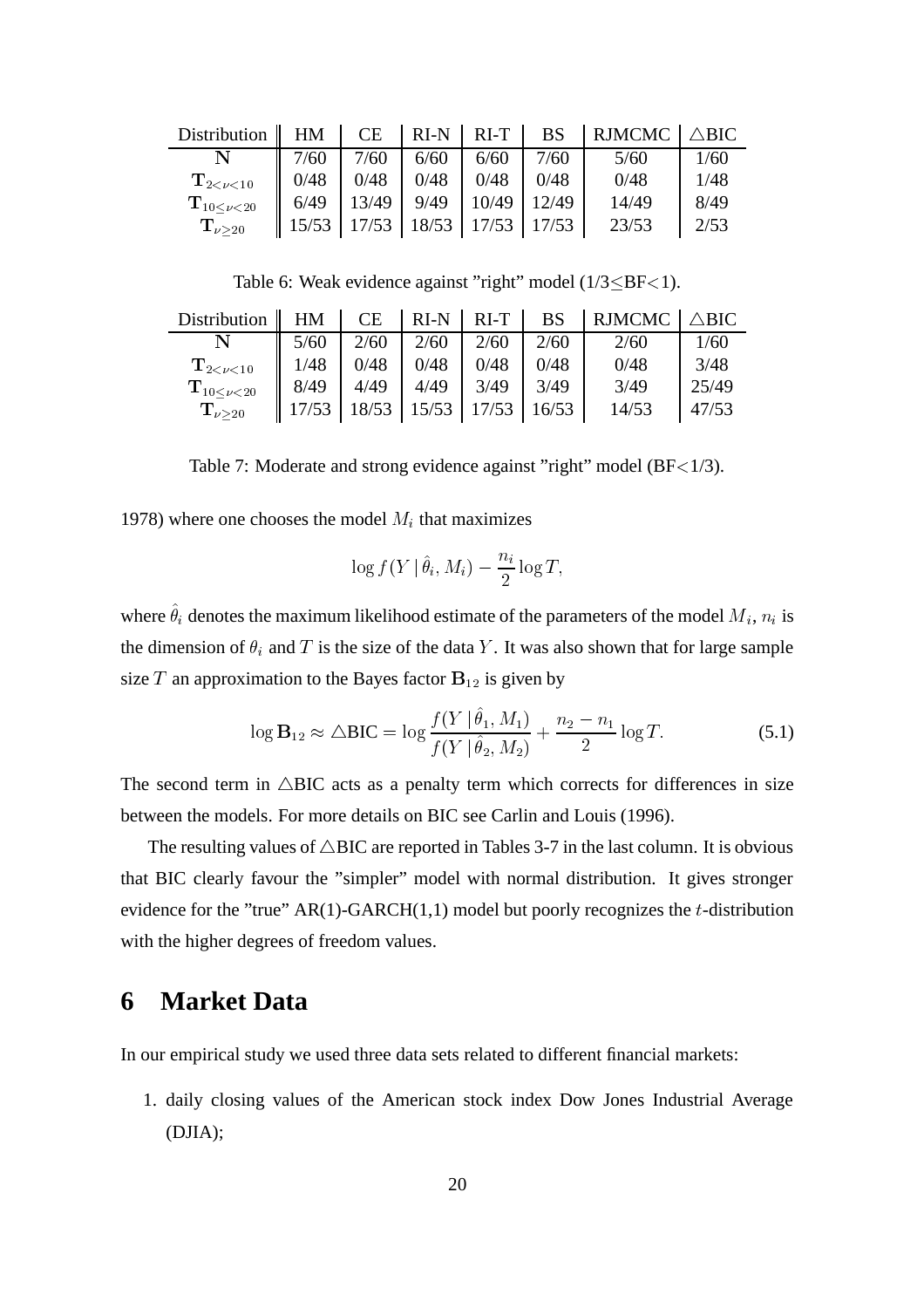| Distribution | HM | CE | RI-N | RI-T | BS | RJMCMC | $\triangle$BIC |
|---|---|---|---|---|---|---|---|
| $\mathbf{N}$ | 7/60 | 7/60 | 6/60 | 6/60 | 7/60 | 5/60 | 1/60 |
| $\mathbf{T}_{2<\nu<10}$ | 0/48 | 0/48 | 0/48 | 0/48 | 0/48 | 0/48 | 1/48 |
| $\mathbf{T}_{10\leq\nu<20}$ | 6/49 | 13/49 | 9/49 | 10/49 | 12/49 | 14/49 | 8/49 |
| $\mathbf{T}_{\nu\geq 20}$ | 15/53 | 17/53 | 18/53 | 17/53 | 17/53 | 23/53 | 2/53 |

Table 6: Weak evidence against "right" model (1/3≤BF<1).

| Distribution | HM | CE | RI-N | RI-T | BS | RJMCMC | $\triangle$BIC |
|---|---|---|---|---|---|---|---|
| $\mathbf{N}$ | 5/60 | 2/60 | 2/60 | 2/60 | 2/60 | 2/60 | 1/60 |
| $\mathbf{T}_{2<\nu<10}$ | 1/48 | 0/48 | 0/48 | 0/48 | 0/48 | 0/48 | 3/48 |
| $\mathbf{T}_{10\leq\nu<20}$ | 8/49 | 4/49 | 4/49 | 3/49 | 3/49 | 3/49 | 25/49 |
| $\mathbf{T}_{\nu\geq 20}$ | 17/53 | 18/53 | 15/53 | 17/53 | 16/53 | 14/53 | 47/53 |

Table 7: Moderate and strong evidence against "right" model (BF<1/3).

1978) where one chooses the model $M_i$ that maximizes

$$\log f(Y \,|\, \hat{\theta}_i, M_i) - \frac{n_i}{2} \log T,$$

where $\hat{\theta}_i$ denotes the maximum likelihood estimate of the parameters of the model $M_i$, $n_i$ is the dimension of $\theta_i$ and $T$ is the size of the data $Y$. It was also shown that for large sample size $T$ an approximation to the Bayes factor $\mathbf{B}_{12}$ is given by

$$\log \mathbf{B}_{12} \approx \triangle\text{BIC} = \log \frac{f(Y \,|\, \hat{\theta}_1, M_1)}{f(Y \,|\, \hat{\theta}_2, M_2)} + \frac{n_2 - n_1}{2} \log T. \tag{5.1}$$

The second term in $\triangle$BIC acts as a penalty term which corrects for differences in size between the models. For more details on BIC see Carlin and Louis (1996).

The resulting values of $\triangle$BIC are reported in Tables 3-7 in the last column. It is obvious that BIC clearly favour the "simpler" model with normal distribution. It gives stronger evidence for the "true" AR(1)-GARCH(1,1) model but poorly recognizes the $t$-distribution with the higher degrees of freedom values.

# 6 Market Data

In our empirical study we used three data sets related to different financial markets:

1. daily closing values of the American stock index Dow Jones Industrial Average (DJIA);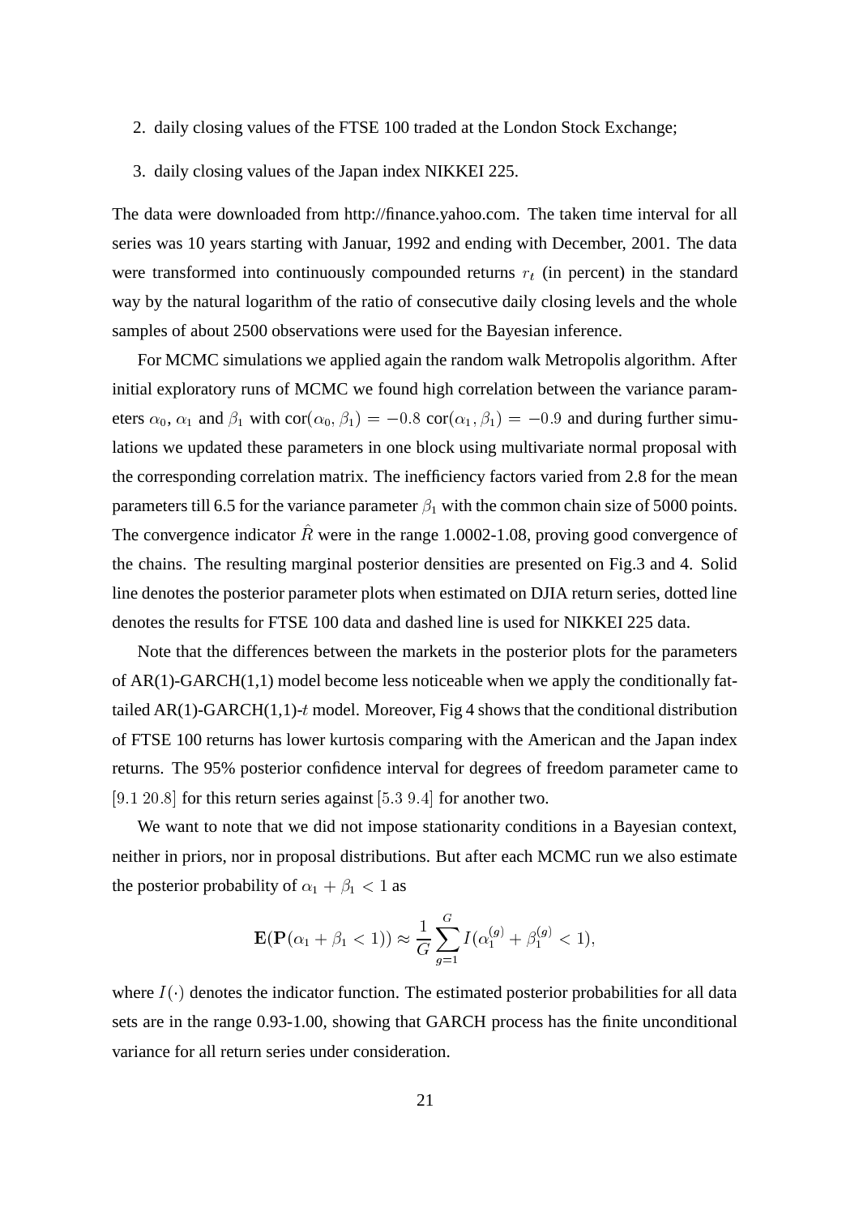2. daily closing values of the FTSE 100 traded at the London Stock Exchange;

3. daily closing values of the Japan index NIKKEI 225.

The data were downloaded from http://finance.yahoo.com. The taken time interval for all series was 10 years starting with Januar, 1992 and ending with December, 2001. The data were transformed into continuously compounded returns $r_t$ (in percent) in the standard way by the natural logarithm of the ratio of consecutive daily closing levels and the whole samples of about 2500 observations were used for the Bayesian inference.

For MCMC simulations we applied again the random walk Metropolis algorithm. After initial exploratory runs of MCMC we found high correlation between the variance parameters $\alpha_0$, $\alpha_1$ and $\beta_1$ with cor$(\alpha_0, \beta_1) = -0.8$ cor$(\alpha_1, \beta_1) = -0.9$ and during further simulations we updated these parameters in one block using multivariate normal proposal with the corresponding correlation matrix. The inefficiency factors varied from 2.8 for the mean parameters till 6.5 for the variance parameter $\beta_1$ with the common chain size of 5000 points. The convergence indicator $\hat{R}$ were in the range 1.0002-1.08, proving good convergence of the chains. The resulting marginal posterior densities are presented on Fig.3 and 4. Solid line denotes the posterior parameter plots when estimated on DJIA return series, dotted line denotes the results for FTSE 100 data and dashed line is used for NIKKEI 225 data.

Note that the differences between the markets in the posterior plots for the parameters of AR(1)-GARCH(1,1) model become less noticeable when we apply the conditionally fat-tailed AR(1)-GARCH(1,1)-$t$ model. Moreover, Fig 4 shows that the conditional distribution of FTSE 100 returns has lower kurtosis comparing with the American and the Japan index returns. The 95% posterior confidence interval for degrees of freedom parameter came to $[9.1\ 20.8]$ for this return series against $[5.3\ 9.4]$ for another two.

We want to note that we did not impose stationarity conditions in a Bayesian context, neither in priors, nor in proposal distributions. But after each MCMC run we also estimate the posterior probability of $\alpha_1 + \beta_1 < 1$ as

$$\mathbf{E}(\mathbf{P}(\alpha_1 + \beta_1 < 1)) \approx \frac{1}{G} \sum_{g=1}^{G} I(\alpha_1^{(g)} + \beta_1^{(g)} < 1),$$

where $I(\cdot)$ denotes the indicator function. The estimated posterior probabilities for all data sets are in the range 0.93-1.00, showing that GARCH process has the finite unconditional variance for all return series under consideration.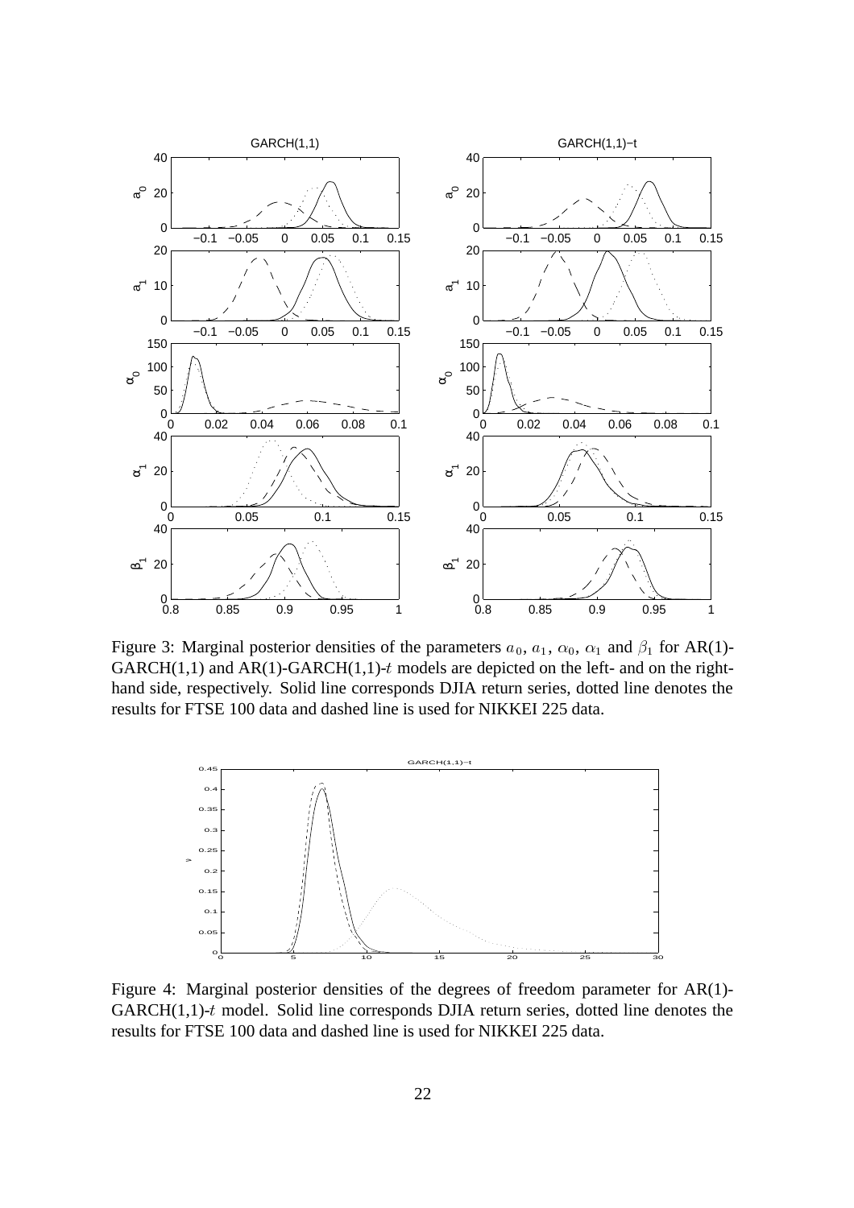Figure 3: Marginal posterior densities of the parameters $a_0$, $a_1$, $\alpha_0$, $\alpha_1$ and $\beta_1$ for AR(1)-GARCH(1,1) and AR(1)-GARCH(1,1)-$t$ models are depicted on the left- and on the right-hand side, respectively. Solid line corresponds DJIA return series, dotted line denotes the results for FTSE 100 data and dashed line is used for NIKKEI 225 data.

Figure 4: Marginal posterior densities of the degrees of freedom parameter for AR(1)-GARCH(1,1)-$t$ model. Solid line corresponds DJIA return series, dotted line denotes the results for FTSE 100 data and dashed line is used for NIKKEI 225 data.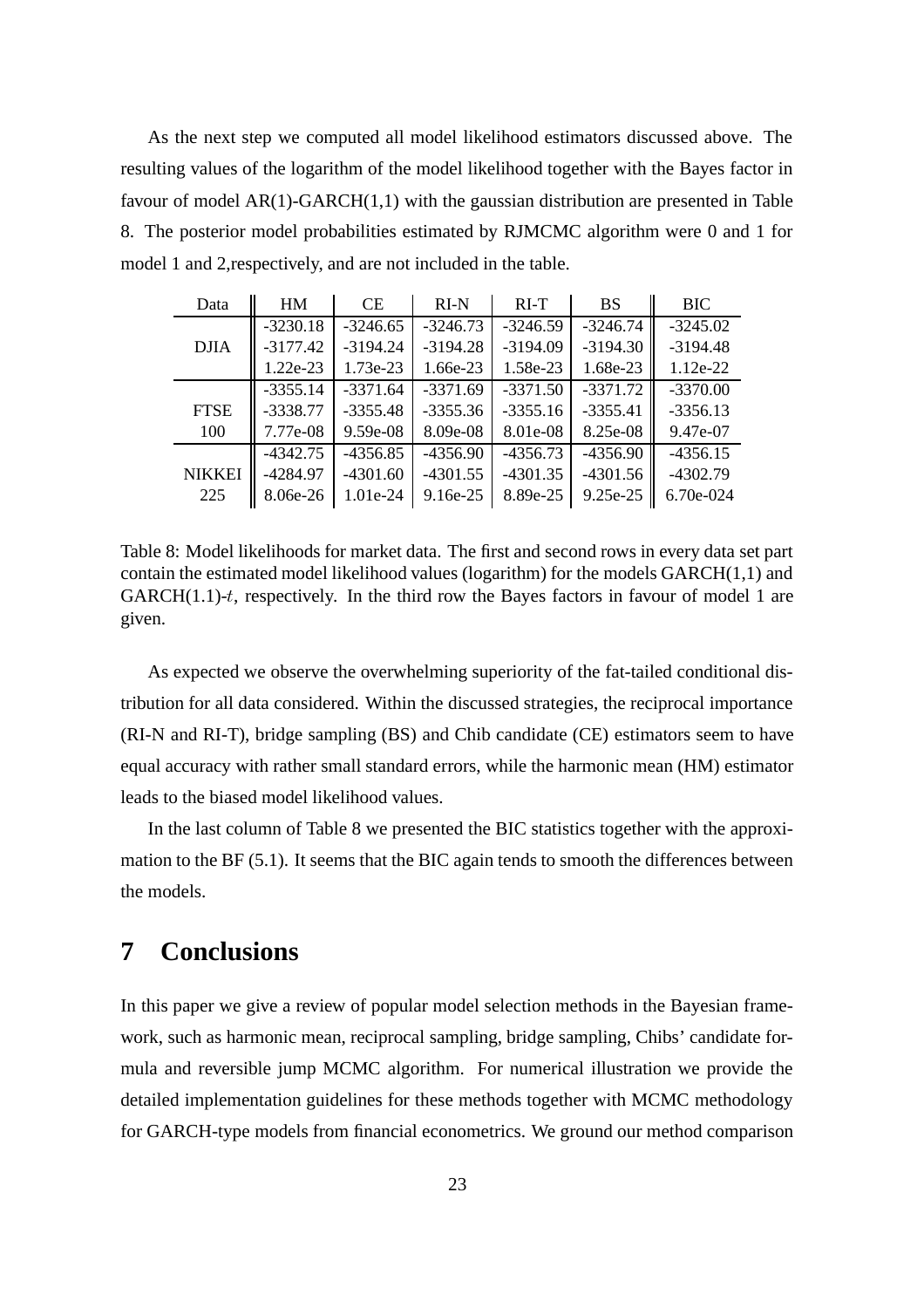As the next step we computed all model likelihood estimators discussed above. The resulting values of the logarithm of the model likelihood together with the Bayes factor in favour of model AR(1)-GARCH(1,1) with the gaussian distribution are presented in Table 8. The posterior model probabilities estimated by RJMCMC algorithm were 0 and 1 for model 1 and 2,respectively, and are not included in the table.

| Data | HM | CE | RI-N | RI-T | BS | BIC |
|---|---|---|---|---|---|---|
| | -3230.18 | -3246.65 | -3246.73 | -3246.59 | -3246.74 | -3245.02 |
| DJIA | -3177.42 | -3194.24 | -3194.28 | -3194.09 | -3194.30 | -3194.48 |
| | 1.22e-23 | 1.73e-23 | 1.66e-23 | 1.58e-23 | 1.68e-23 | 1.12e-22 |
| | -3355.14 | -3371.64 | -3371.69 | -3371.50 | -3371.72 | -3370.00 |
| FTSE | -3338.77 | -3355.48 | -3355.36 | -3355.16 | -3355.41 | -3356.13 |
| 100 | 7.77e-08 | 9.59e-08 | 8.09e-08 | 8.01e-08 | 8.25e-08 | 9.47e-07 |
| | -4342.75 | -4356.85 | -4356.90 | -4356.73 | -4356.90 | -4356.15 |
| NIKKEI | -4284.97 | -4301.60 | -4301.55 | -4301.35 | -4301.56 | -4302.79 |
| 225 | 8.06e-26 | 1.01e-24 | 9.16e-25 | 8.89e-25 | 9.25e-25 | 6.70e-024 |

Table 8: Model likelihoods for market data. The first and second rows in every data set part contain the estimated model likelihood values (logarithm) for the models GARCH(1,1) and GARCH(1.1)-$t$, respectively. In the third row the Bayes factors in favour of model 1 are given.

As expected we observe the overwhelming superiority of the fat-tailed conditional distribution for all data considered. Within the discussed strategies, the reciprocal importance (RI-N and RI-T), bridge sampling (BS) and Chib candidate (CE) estimators seem to have equal accuracy with rather small standard errors, while the harmonic mean (HM) estimator leads to the biased model likelihood values.

In the last column of Table 8 we presented the BIC statistics together with the approximation to the BF (5.1). It seems that the BIC again tends to smooth the differences between the models.

# 7 Conclusions

In this paper we give a review of popular model selection methods in the Bayesian framework, such as harmonic mean, reciprocal sampling, bridge sampling, Chibs' candidate formula and reversible jump MCMC algorithm. For numerical illustration we provide the detailed implementation guidelines for these methods together with MCMC methodology for GARCH-type models from financial econometrics. We ground our method comparison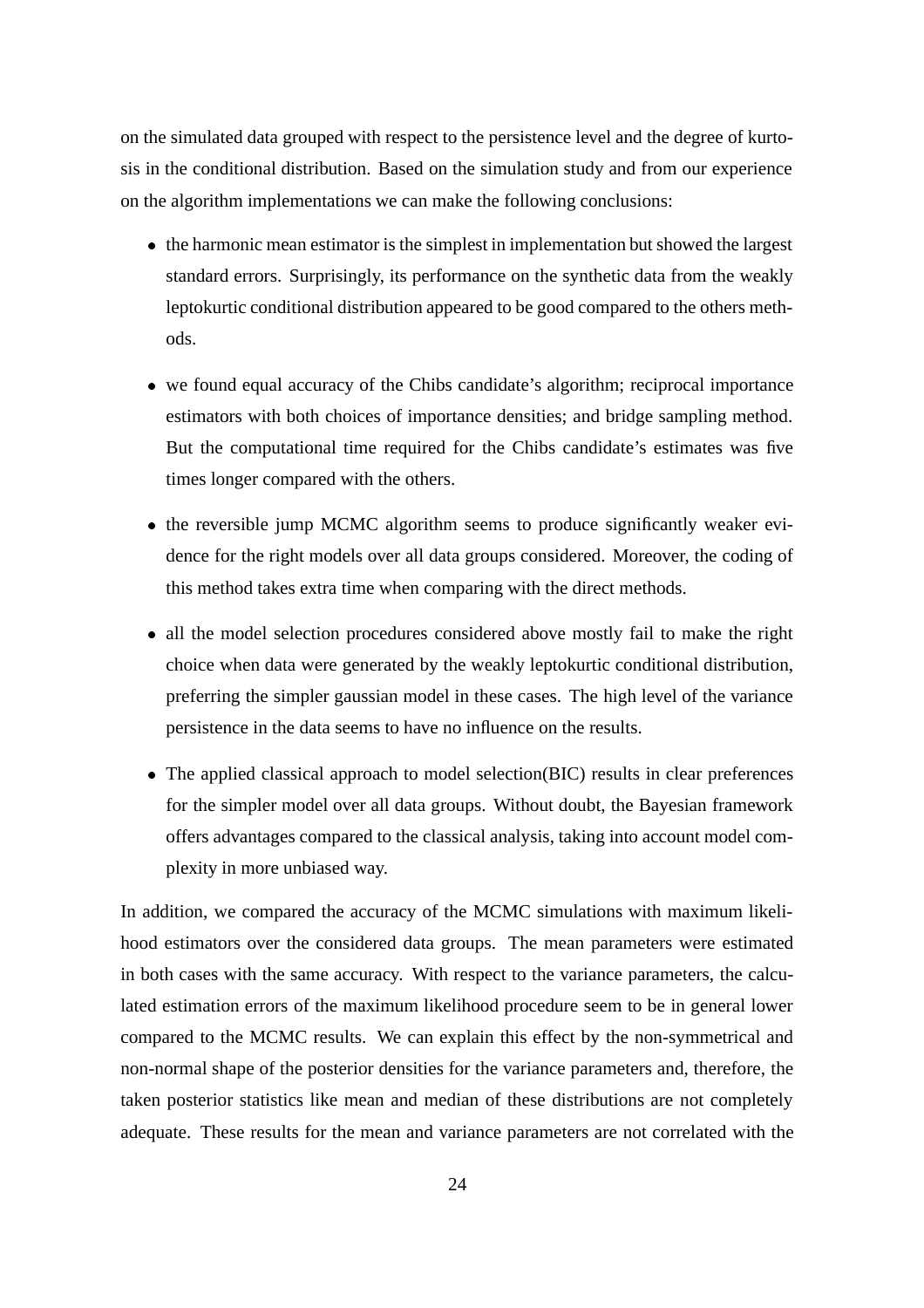on the simulated data grouped with respect to the persistence level and the degree of kurtosis in the conditional distribution. Based on the simulation study and from our experience on the algorithm implementations we can make the following conclusions:

- the harmonic mean estimator is the simplest in implementation but showed the largest standard errors. Surprisingly, its performance on the synthetic data from the weakly leptokurtic conditional distribution appeared to be good compared to the others methods.
- we found equal accuracy of the Chibs candidate's algorithm; reciprocal importance estimators with both choices of importance densities; and bridge sampling method. But the computational time required for the Chibs candidate's estimates was five times longer compared with the others.
- the reversible jump MCMC algorithm seems to produce significantly weaker evidence for the right models over all data groups considered. Moreover, the coding of this method takes extra time when comparing with the direct methods.
- all the model selection procedures considered above mostly fail to make the right choice when data were generated by the weakly leptokurtic conditional distribution, preferring the simpler gaussian model in these cases. The high level of the variance persistence in the data seems to have no influence on the results.
- The applied classical approach to model selection(BIC) results in clear preferences for the simpler model over all data groups. Without doubt, the Bayesian framework offers advantages compared to the classical analysis, taking into account model complexity in more unbiased way.

In addition, we compared the accuracy of the MCMC simulations with maximum likelihood estimators over the considered data groups. The mean parameters were estimated in both cases with the same accuracy. With respect to the variance parameters, the calculated estimation errors of the maximum likelihood procedure seem to be in general lower compared to the MCMC results. We can explain this effect by the non-symmetrical and non-normal shape of the posterior densities for the variance parameters and, therefore, the taken posterior statistics like mean and median of these distributions are not completely adequate. These results for the mean and variance parameters are not correlated with the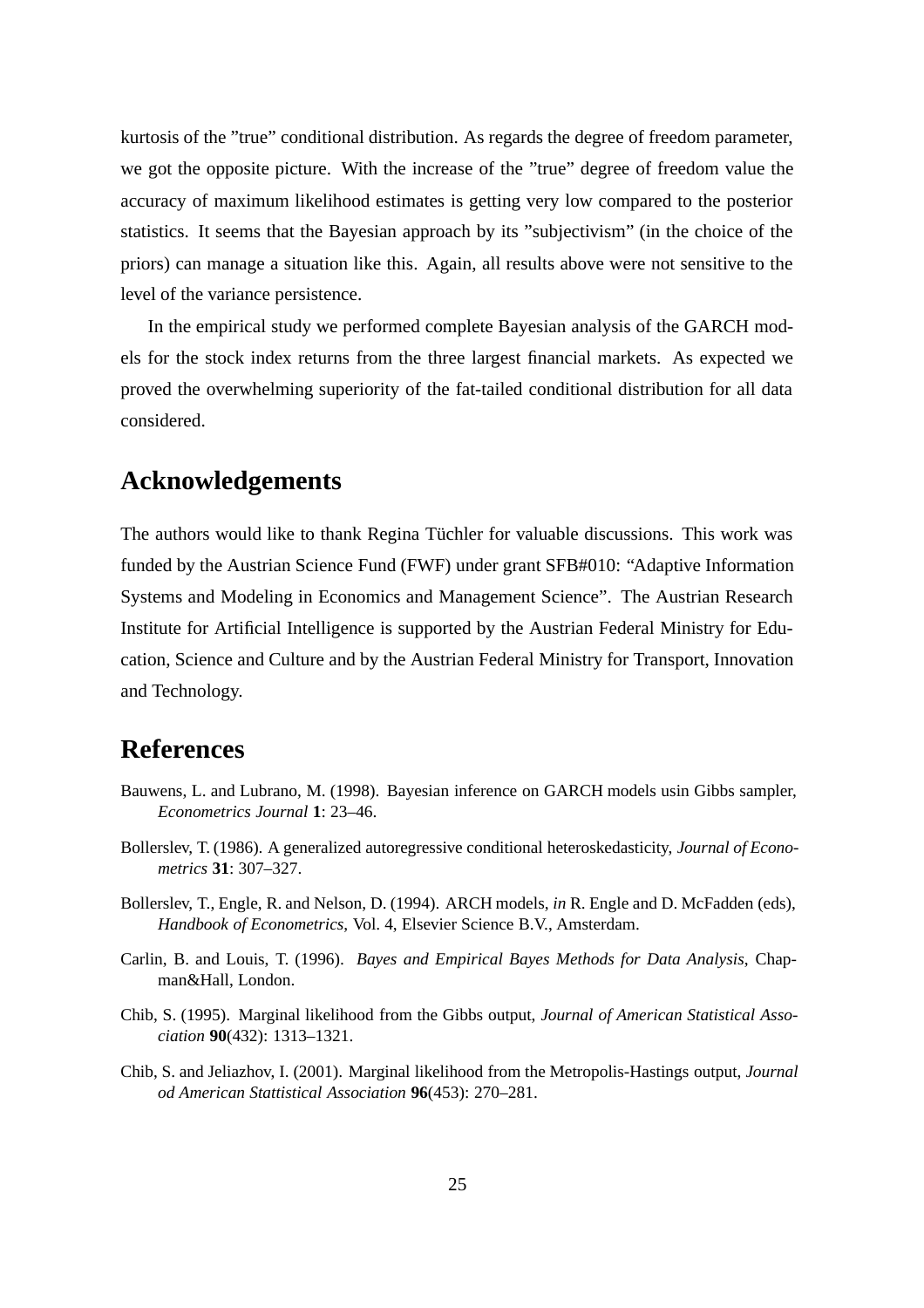kurtosis of the ”true” conditional distribution. As regards the degree of freedom parameter, we got the opposite picture. With the increase of the ”true” degree of freedom value the accuracy of maximum likelihood estimates is getting very low compared to the posterior statistics. It seems that the Bayesian approach by its ”subjectivism” (in the choice of the priors) can manage a situation like this. Again, all results above were not sensitive to the level of the variance persistence.

In the empirical study we performed complete Bayesian analysis of the GARCH models for the stock index returns from the three largest financial markets. As expected we proved the overwhelming superiority of the fat-tailed conditional distribution for all data considered.

## Acknowledgements

The authors would like to thank Regina Tüchler for valuable discussions. This work was funded by the Austrian Science Fund (FWF) under grant SFB#010: “Adaptive Information Systems and Modeling in Economics and Management Science”. The Austrian Research Institute for Artificial Intelligence is supported by the Austrian Federal Ministry for Education, Science and Culture and by the Austrian Federal Ministry for Transport, Innovation and Technology.

## References

Bauwens, L. and Lubrano, M. (1998). Bayesian inference on GARCH models usin Gibbs sampler, *Econometrics Journal* **1**: 23–46.

Bollerslev, T. (1986). A generalized autoregressive conditional heteroskedasticity, *Journal of Econometrics* **31**: 307–327.

Bollerslev, T., Engle, R. and Nelson, D. (1994). ARCH models, *in* R. Engle and D. McFadden (eds), *Handbook of Econometrics*, Vol. 4, Elsevier Science B.V., Amsterdam.

Carlin, B. and Louis, T. (1996). *Bayes and Empirical Bayes Methods for Data Analysis*, Chapman&Hall, London.

Chib, S. (1995). Marginal likelihood from the Gibbs output, *Journal of American Statistical Association* **90**(432): 1313–1321.

Chib, S. and Jeliazhov, I. (2001). Marginal likelihood from the Metropolis-Hastings output, *Journal od American Stattistical Association* **96**(453): 270–281.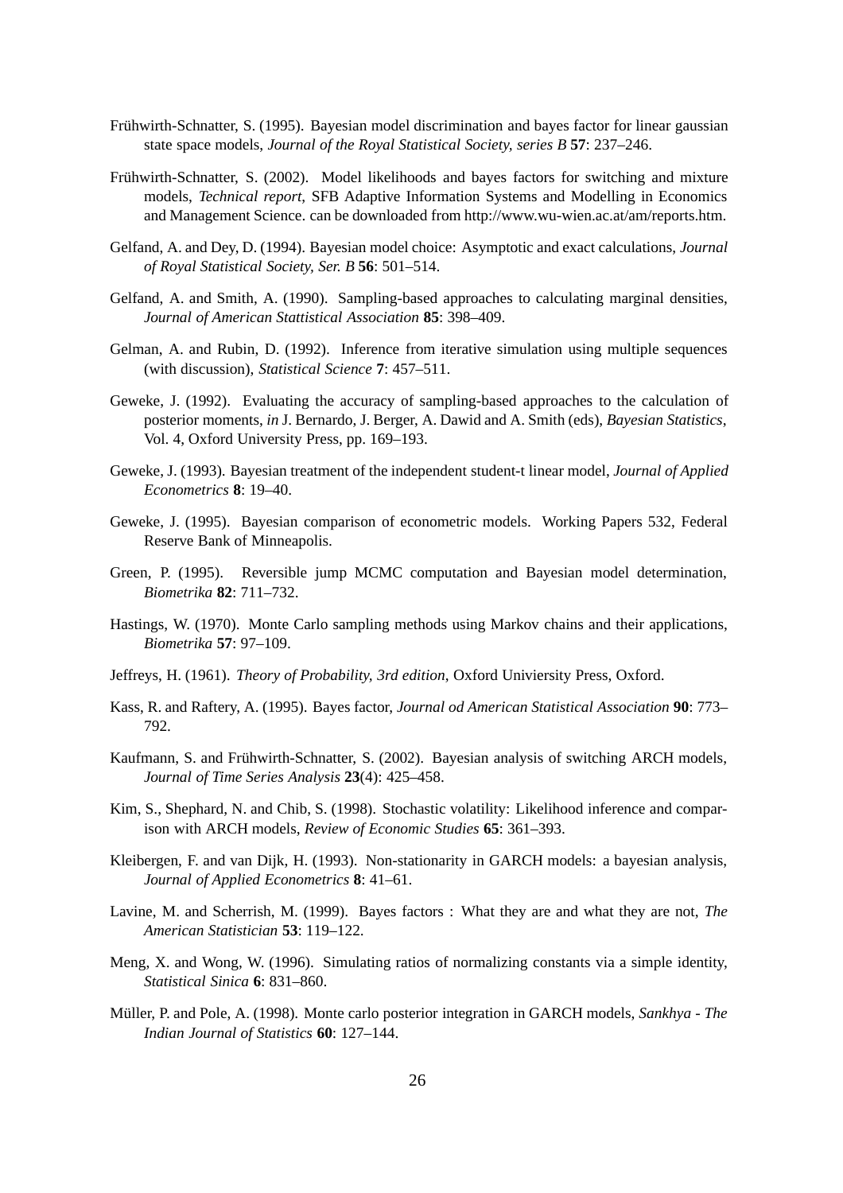Frühwirth-Schnatter, S. (1995). Bayesian model discrimination and bayes factor for linear gaussian state space models, *Journal of the Royal Statistical Society, series B* **57**: 237–246.

Frühwirth-Schnatter, S. (2002). Model likelihoods and bayes factors for switching and mixture models, *Technical report*, SFB Adaptive Information Systems and Modelling in Economics and Management Science. can be downloaded from http://www.wu-wien.ac.at/am/reports.htm.

Gelfand, A. and Dey, D. (1994). Bayesian model choice: Asymptotic and exact calculations, *Journal of Royal Statistical Society, Ser. B* **56**: 501–514.

Gelfand, A. and Smith, A. (1990). Sampling-based approaches to calculating marginal densities, *Journal of American Stattistical Association* **85**: 398–409.

Gelman, A. and Rubin, D. (1992). Inference from iterative simulation using multiple sequences (with discussion), *Statistical Science* **7**: 457–511.

Geweke, J. (1992). Evaluating the accuracy of sampling-based approaches to the calculation of posterior moments, *in* J. Bernardo, J. Berger, A. Dawid and A. Smith (eds), *Bayesian Statistics*, Vol. 4, Oxford University Press, pp. 169–193.

Geweke, J. (1993). Bayesian treatment of the independent student-t linear model, *Journal of Applied Econometrics* **8**: 19–40.

Geweke, J. (1995). Bayesian comparison of econometric models. Working Papers 532, Federal Reserve Bank of Minneapolis.

Green, P. (1995). Reversible jump MCMC computation and Bayesian model determination, *Biometrika* **82**: 711–732.

Hastings, W. (1970). Monte Carlo sampling methods using Markov chains and their applications, *Biometrika* **57**: 97–109.

Jeffreys, H. (1961). *Theory of Probability, 3rd edition*, Oxford Univiersity Press, Oxford.

Kass, R. and Raftery, A. (1995). Bayes factor, *Journal od American Statistical Association* **90**: 773–792.

Kaufmann, S. and Frühwirth-Schnatter, S. (2002). Bayesian analysis of switching ARCH models, *Journal of Time Series Analysis* **23**(4): 425–458.

Kim, S., Shephard, N. and Chib, S. (1998). Stochastic volatility: Likelihood inference and comparison with ARCH models, *Review of Economic Studies* **65**: 361–393.

Kleibergen, F. and van Dijk, H. (1993). Non-stationarity in GARCH models: a bayesian analysis, *Journal of Applied Econometrics* **8**: 41–61.

Lavine, M. and Scherrish, M. (1999). Bayes factors : What they are and what they are not, *The American Statistician* **53**: 119–122.

Meng, X. and Wong, W. (1996). Simulating ratios of normalizing constants via a simple identity, *Statistical Sinica* **6**: 831–860.

Müller, P. and Pole, A. (1998). Monte carlo posterior integration in GARCH models, *Sankhya - The Indian Journal of Statistics* **60**: 127–144.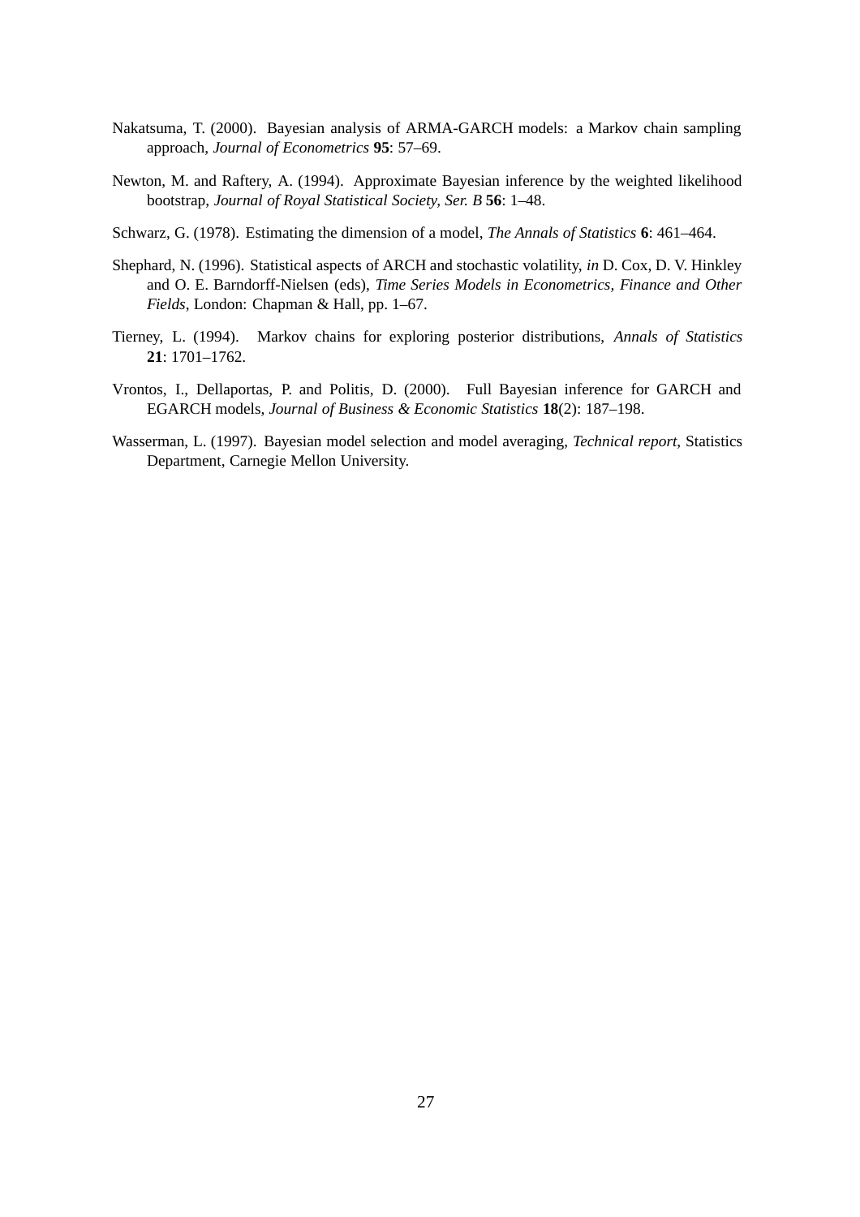Nakatsuma, T. (2000). Bayesian analysis of ARMA-GARCH models: a Markov chain sampling approach, *Journal of Econometrics* **95**: 57–69.

Newton, M. and Raftery, A. (1994). Approximate Bayesian inference by the weighted likelihood bootstrap, *Journal of Royal Statistical Society, Ser. B* **56**: 1–48.

Schwarz, G. (1978). Estimating the dimension of a model, *The Annals of Statistics* **6**: 461–464.

Shephard, N. (1996). Statistical aspects of ARCH and stochastic volatility, *in* D. Cox, D. V. Hinkley and O. E. Barndorff-Nielsen (eds), *Time Series Models in Econometrics, Finance and Other Fields*, London: Chapman & Hall, pp. 1–67.

Tierney, L. (1994). Markov chains for exploring posterior distributions, *Annals of Statistics* **21**: 1701–1762.

Vrontos, I., Dellaportas, P. and Politis, D. (2000). Full Bayesian inference for GARCH and EGARCH models, *Journal of Business & Economic Statistics* **18**(2): 187–198.

Wasserman, L. (1997). Bayesian model selection and model averaging, *Technical report*, Statistics Department, Carnegie Mellon University.